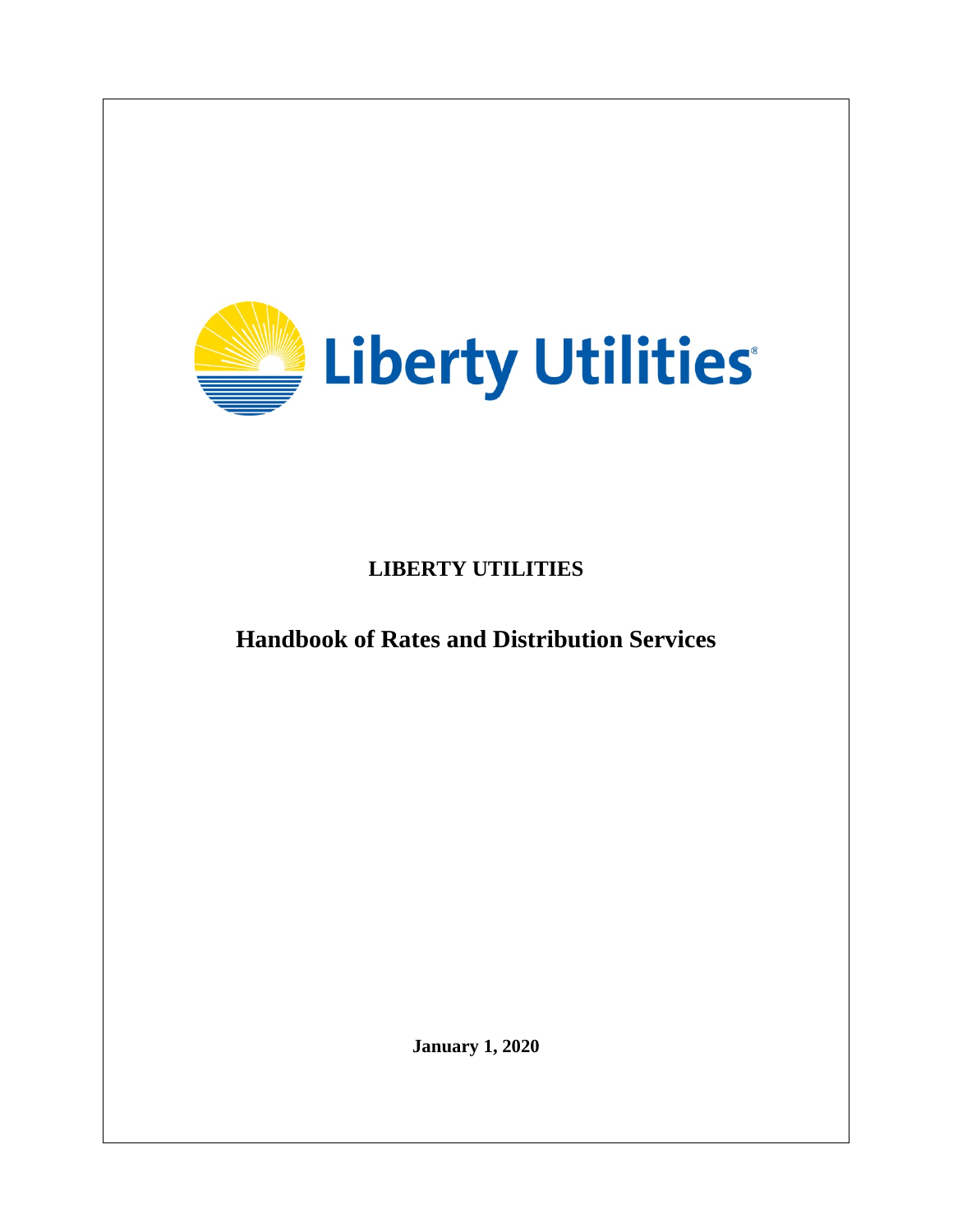# LIBERTY UTILITIES

## Handbook of Rates and Distribution Services

**January 1, 2020**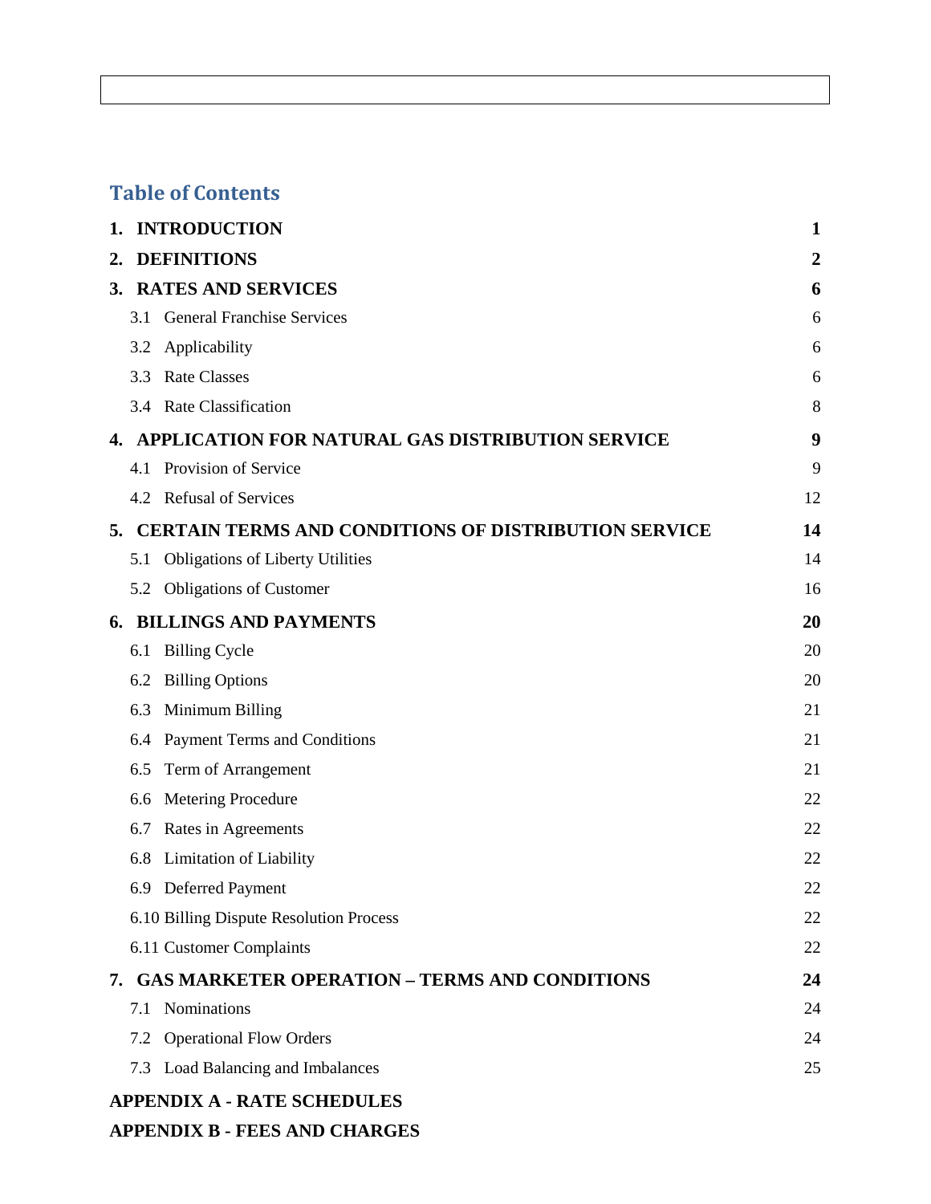## Table of Contents

| | |
|---|---|
| **1. INTRODUCTION** | **1** |
| **2. DEFINITIONS** | **2** |
| **3. RATES AND SERVICES** | **6** |
| 3.1 General Franchise Services | 6 |
| 3.2 Applicability | 6 |
| 3.3 Rate Classes | 6 |
| 3.4 Rate Classification | 8 |
| **4. APPLICATION FOR NATURAL GAS DISTRIBUTION SERVICE** | **9** |
| 4.1 Provision of Service | 9 |
| 4.2 Refusal of Services | 12 |
| **5. CERTAIN TERMS AND CONDITIONS OF DISTRIBUTION SERVICE** | **14** |
| 5.1 Obligations of Liberty Utilities | 14 |
| 5.2 Obligations of Customer | 16 |
| **6. BILLINGS AND PAYMENTS** | **20** |
| 6.1 Billing Cycle | 20 |
| 6.2 Billing Options | 20 |
| 6.3 Minimum Billing | 21 |
| 6.4 Payment Terms and Conditions | 21 |
| 6.5 Term of Arrangement | 21 |
| 6.6 Metering Procedure | 22 |
| 6.7 Rates in Agreements | 22 |
| 6.8 Limitation of Liability | 22 |
| 6.9 Deferred Payment | 22 |
| 6.10 Billing Dispute Resolution Process | 22 |
| 6.11 Customer Complaints | 22 |
| **7. GAS MARKETER OPERATION – TERMS AND CONDITIONS** | **24** |
| 7.1 Nominations | 24 |
| 7.2 Operational Flow Orders | 24 |
| 7.3 Load Balancing and Imbalances | 25 |
| **APPENDIX A - RATE SCHEDULES** | |
| **APPENDIX B - FEES AND CHARGES** | |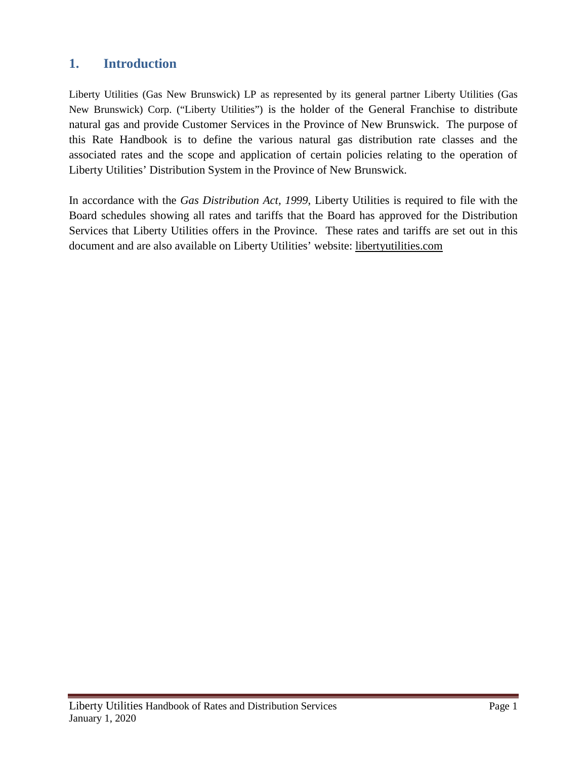# 1. Introduction

Liberty Utilities (Gas New Brunswick) LP as represented by its general partner Liberty Utilities (Gas New Brunswick) Corp. ("Liberty Utilities") is the holder of the General Franchise to distribute natural gas and provide Customer Services in the Province of New Brunswick. The purpose of this Rate Handbook is to define the various natural gas distribution rate classes and the associated rates and the scope and application of certain policies relating to the operation of Liberty Utilities' Distribution System in the Province of New Brunswick.

In accordance with the *Gas Distribution Act, 1999*, Liberty Utilities is required to file with the Board schedules showing all rates and tariffs that the Board has approved for the Distribution Services that Liberty Utilities offers in the Province. These rates and tariffs are set out in this document and are also available on Liberty Utilities' website: libertyutilities.com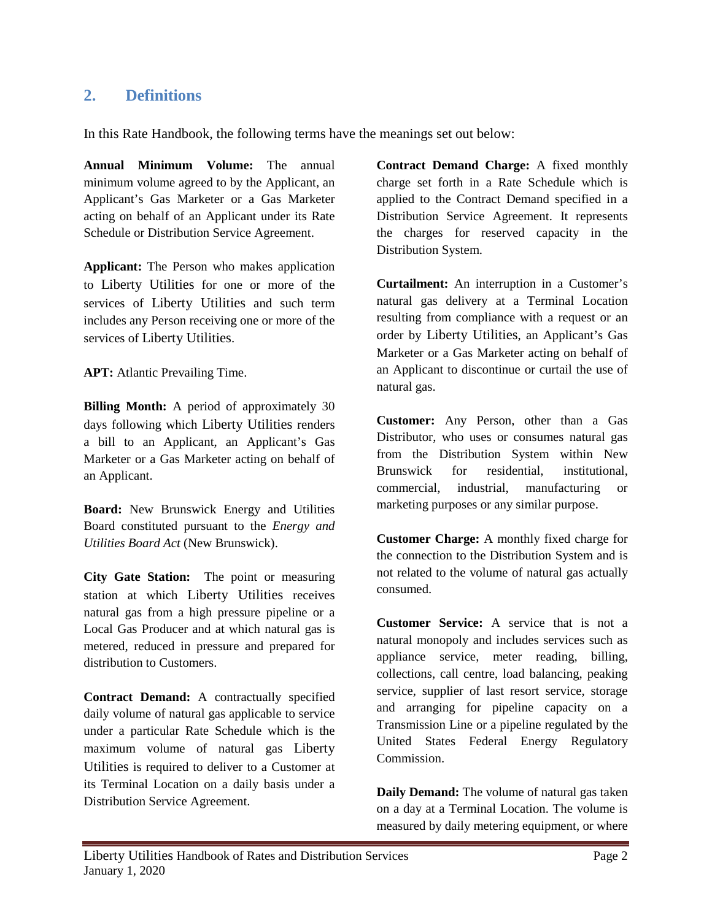## 2. Definitions

In this Rate Handbook, the following terms have the meanings set out below:

**Annual Minimum Volume:** The annual minimum volume agreed to by the Applicant, an Applicant's Gas Marketer or a Gas Marketer acting on behalf of an Applicant under its Rate Schedule or Distribution Service Agreement.

**Applicant:** The Person who makes application to Liberty Utilities for one or more of the services of Liberty Utilities and such term includes any Person receiving one or more of the services of Liberty Utilities.

**APT:** Atlantic Prevailing Time.

**Billing Month:** A period of approximately 30 days following which Liberty Utilities renders a bill to an Applicant, an Applicant's Gas Marketer or a Gas Marketer acting on behalf of an Applicant.

**Board:** New Brunswick Energy and Utilities Board constituted pursuant to the *Energy and Utilities Board Act* (New Brunswick).

**City Gate Station:** The point or measuring station at which Liberty Utilities receives natural gas from a high pressure pipeline or a Local Gas Producer and at which natural gas is metered, reduced in pressure and prepared for distribution to Customers.

**Contract Demand:** A contractually specified daily volume of natural gas applicable to service under a particular Rate Schedule which is the maximum volume of natural gas Liberty Utilities is required to deliver to a Customer at its Terminal Location on a daily basis under a Distribution Service Agreement.

**Contract Demand Charge:** A fixed monthly charge set forth in a Rate Schedule which is applied to the Contract Demand specified in a Distribution Service Agreement. It represents the charges for reserved capacity in the Distribution System.

**Curtailment:** An interruption in a Customer's natural gas delivery at a Terminal Location resulting from compliance with a request or an order by Liberty Utilities, an Applicant's Gas Marketer or a Gas Marketer acting on behalf of an Applicant to discontinue or curtail the use of natural gas.

**Customer:** Any Person, other than a Gas Distributor, who uses or consumes natural gas from the Distribution System within New Brunswick for residential, institutional, commercial, industrial, manufacturing or marketing purposes or any similar purpose.

**Customer Charge:** A monthly fixed charge for the connection to the Distribution System and is not related to the volume of natural gas actually consumed.

**Customer Service:** A service that is not a natural monopoly and includes services such as appliance service, meter reading, billing, collections, call centre, load balancing, peaking service, supplier of last resort service, storage and arranging for pipeline capacity on a Transmission Line or a pipeline regulated by the United States Federal Energy Regulatory Commission.

**Daily Demand:** The volume of natural gas taken on a day at a Terminal Location. The volume is measured by daily metering equipment, or where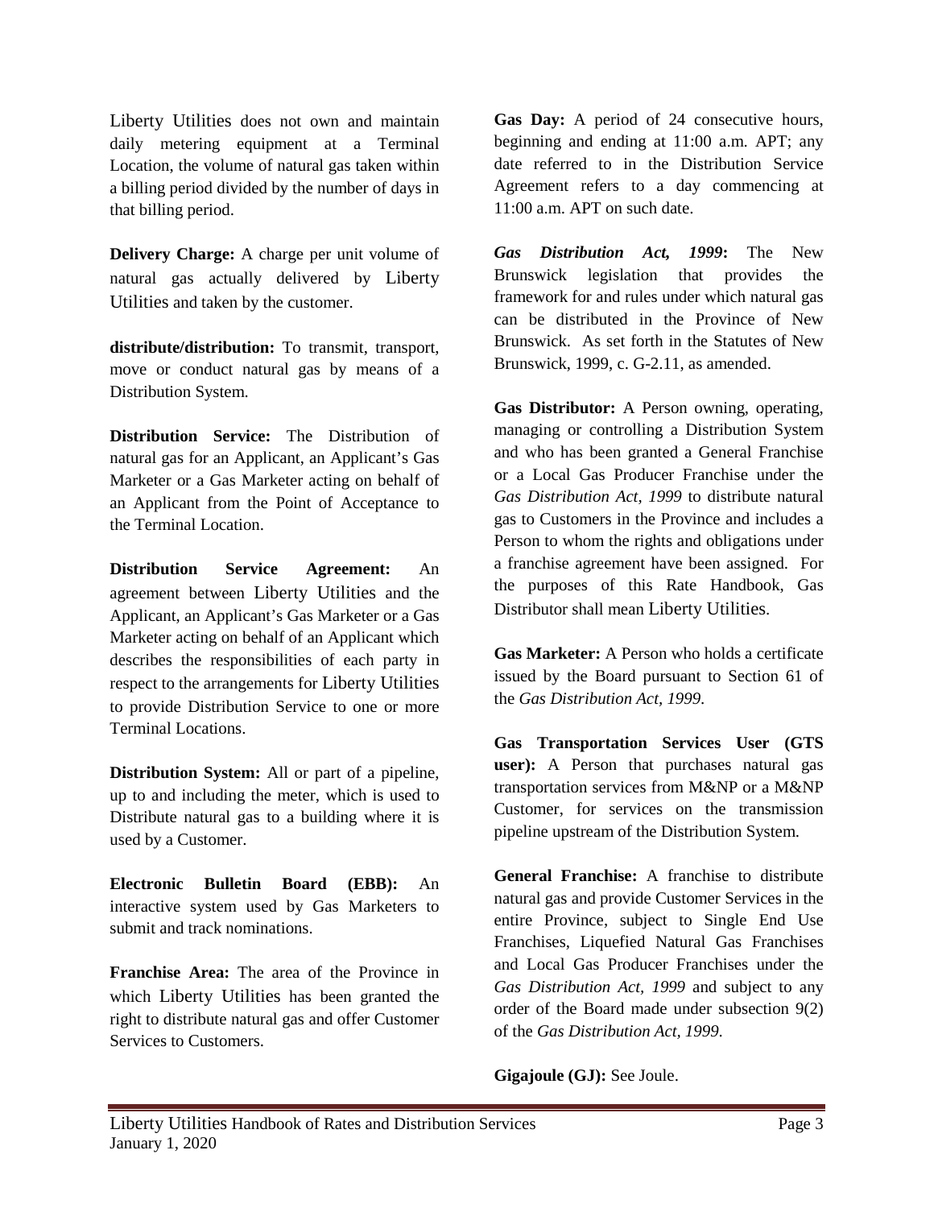Liberty Utilities does not own and maintain daily metering equipment at a Terminal Location, the volume of natural gas taken within a billing period divided by the number of days in that billing period.

**Delivery Charge:** A charge per unit volume of natural gas actually delivered by Liberty Utilities and taken by the customer.

**distribute/distribution:** To transmit, transport, move or conduct natural gas by means of a Distribution System.

**Distribution Service:** The Distribution of natural gas for an Applicant, an Applicant's Gas Marketer or a Gas Marketer acting on behalf of an Applicant from the Point of Acceptance to the Terminal Location.

**Distribution Service Agreement:** An agreement between Liberty Utilities and the Applicant, an Applicant's Gas Marketer or a Gas Marketer acting on behalf of an Applicant which describes the responsibilities of each party in respect to the arrangements for Liberty Utilities to provide Distribution Service to one or more Terminal Locations.

**Distribution System:** All or part of a pipeline, up to and including the meter, which is used to Distribute natural gas to a building where it is used by a Customer.

**Electronic Bulletin Board (EBB):** An interactive system used by Gas Marketers to submit and track nominations.

**Franchise Area:** The area of the Province in which Liberty Utilities has been granted the right to distribute natural gas and offer Customer Services to Customers.

**Gas Day:** A period of 24 consecutive hours, beginning and ending at 11:00 a.m. APT; any date referred to in the Distribution Service Agreement refers to a day commencing at 11:00 a.m. APT on such date.

***Gas Distribution Act, 1999*:** The New Brunswick legislation that provides the framework for and rules under which natural gas can be distributed in the Province of New Brunswick. As set forth in the Statutes of New Brunswick, 1999, c. G-2.11, as amended.

**Gas Distributor:** A Person owning, operating, managing or controlling a Distribution System and who has been granted a General Franchise or a Local Gas Producer Franchise under the *Gas Distribution Act, 1999* to distribute natural gas to Customers in the Province and includes a Person to whom the rights and obligations under a franchise agreement have been assigned. For the purposes of this Rate Handbook, Gas Distributor shall mean Liberty Utilities.

**Gas Marketer:** A Person who holds a certificate issued by the Board pursuant to Section 61 of the *Gas Distribution Act, 1999*.

**Gas Transportation Services User (GTS user):** A Person that purchases natural gas transportation services from M&NP or a M&NP Customer, for services on the transmission pipeline upstream of the Distribution System.

**General Franchise:** A franchise to distribute natural gas and provide Customer Services in the entire Province, subject to Single End Use Franchises, Liquefied Natural Gas Franchises and Local Gas Producer Franchises under the *Gas Distribution Act, 1999* and subject to any order of the Board made under subsection 9(2) of the *Gas Distribution Act, 1999*.

**Gigajoule (GJ):** See Joule.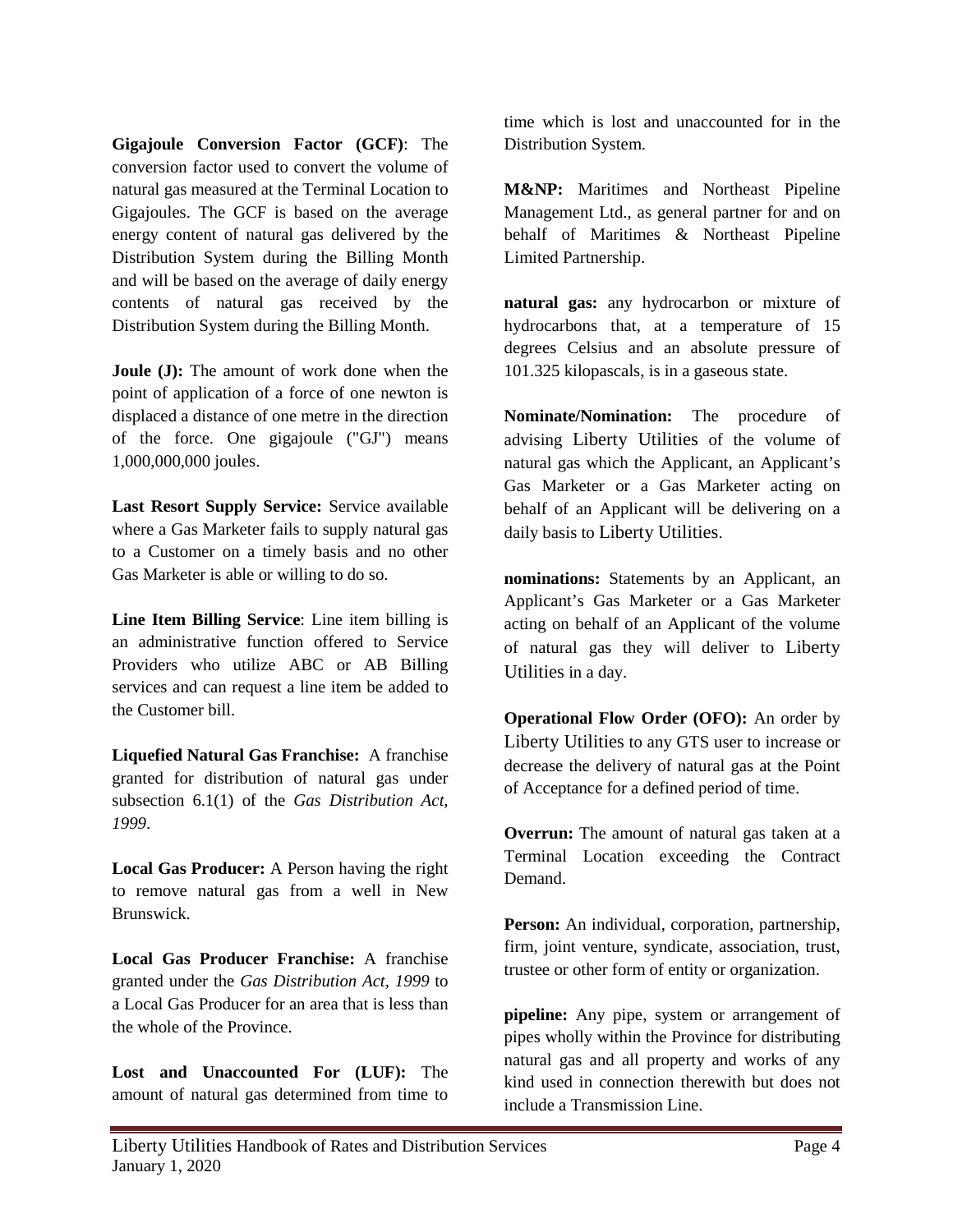**Gigajoule Conversion Factor (GCF)**: The conversion factor used to convert the volume of natural gas measured at the Terminal Location to Gigajoules. The GCF is based on the average energy content of natural gas delivered by the Distribution System during the Billing Month and will be based on the average of daily energy contents of natural gas received by the Distribution System during the Billing Month.

**Joule (J):** The amount of work done when the point of application of a force of one newton is displaced a distance of one metre in the direction of the force. One gigajoule ("GJ") means 1,000,000,000 joules.

**Last Resort Supply Service:** Service available where a Gas Marketer fails to supply natural gas to a Customer on a timely basis and no other Gas Marketer is able or willing to do so.

**Line Item Billing Service**: Line item billing is an administrative function offered to Service Providers who utilize ABC or AB Billing services and can request a line item be added to the Customer bill.

**Liquefied Natural Gas Franchise:** A franchise granted for distribution of natural gas under subsection 6.1(1) of the *Gas Distribution Act, 1999*.

**Local Gas Producer:** A Person having the right to remove natural gas from a well in New Brunswick.

**Local Gas Producer Franchise:** A franchise granted under the *Gas Distribution Act, 1999* to a Local Gas Producer for an area that is less than the whole of the Province.

**Lost and Unaccounted For (LUF):** The amount of natural gas determined from time to time which is lost and unaccounted for in the Distribution System.

**M&NP:** Maritimes and Northeast Pipeline Management Ltd., as general partner for and on behalf of Maritimes & Northeast Pipeline Limited Partnership.

**natural gas:** any hydrocarbon or mixture of hydrocarbons that, at a temperature of 15 degrees Celsius and an absolute pressure of 101.325 kilopascals, is in a gaseous state.

**Nominate/Nomination:** The procedure of advising Liberty Utilities of the volume of natural gas which the Applicant, an Applicant's Gas Marketer or a Gas Marketer acting on behalf of an Applicant will be delivering on a daily basis to Liberty Utilities.

**nominations:** Statements by an Applicant, an Applicant's Gas Marketer or a Gas Marketer acting on behalf of an Applicant of the volume of natural gas they will deliver to Liberty Utilities in a day.

**Operational Flow Order (OFO):** An order by Liberty Utilities to any GTS user to increase or decrease the delivery of natural gas at the Point of Acceptance for a defined period of time.

**Overrun:** The amount of natural gas taken at a Terminal Location exceeding the Contract Demand.

**Person:** An individual, corporation, partnership, firm, joint venture, syndicate, association, trust, trustee or other form of entity or organization.

**pipeline:** Any pipe, system or arrangement of pipes wholly within the Province for distributing natural gas and all property and works of any kind used in connection therewith but does not include a Transmission Line.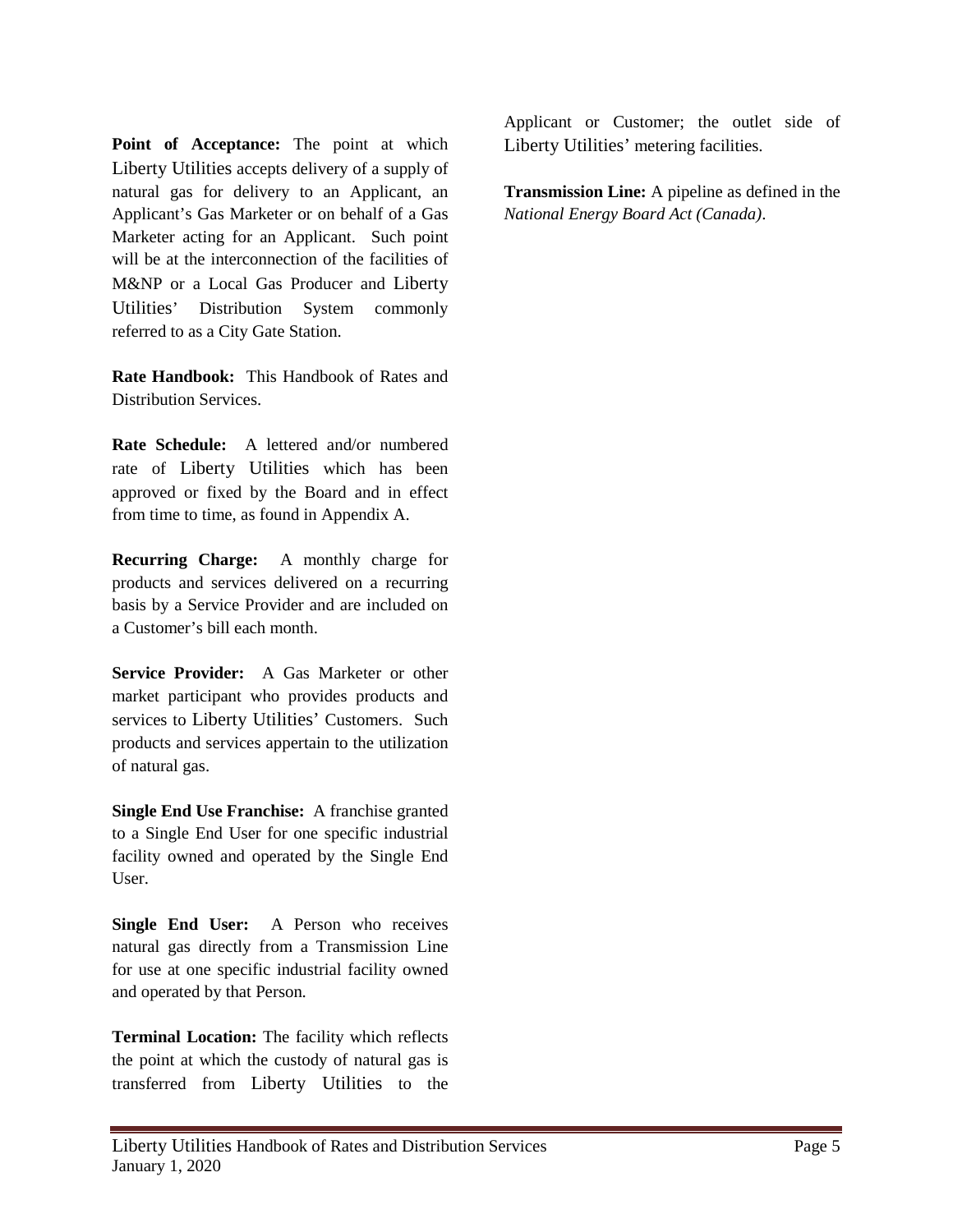**Point of Acceptance:** The point at which Liberty Utilities accepts delivery of a supply of natural gas for delivery to an Applicant, an Applicant's Gas Marketer or on behalf of a Gas Marketer acting for an Applicant. Such point will be at the interconnection of the facilities of M&NP or a Local Gas Producer and Liberty Utilities' Distribution System commonly referred to as a City Gate Station.

**Rate Handbook:** This Handbook of Rates and Distribution Services.

**Rate Schedule:** A lettered and/or numbered rate of Liberty Utilities which has been approved or fixed by the Board and in effect from time to time, as found in Appendix A.

**Recurring Charge:** A monthly charge for products and services delivered on a recurring basis by a Service Provider and are included on a Customer's bill each month.

**Service Provider:** A Gas Marketer or other market participant who provides products and services to Liberty Utilities' Customers. Such products and services appertain to the utilization of natural gas.

**Single End Use Franchise:** A franchise granted to a Single End User for one specific industrial facility owned and operated by the Single End User.

**Single End User:** A Person who receives natural gas directly from a Transmission Line for use at one specific industrial facility owned and operated by that Person.

**Terminal Location:** The facility which reflects the point at which the custody of natural gas is transferred from Liberty Utilities to the Applicant or Customer; the outlet side of Liberty Utilities' metering facilities.

**Transmission Line:** A pipeline as defined in the *National Energy Board Act (Canada)*.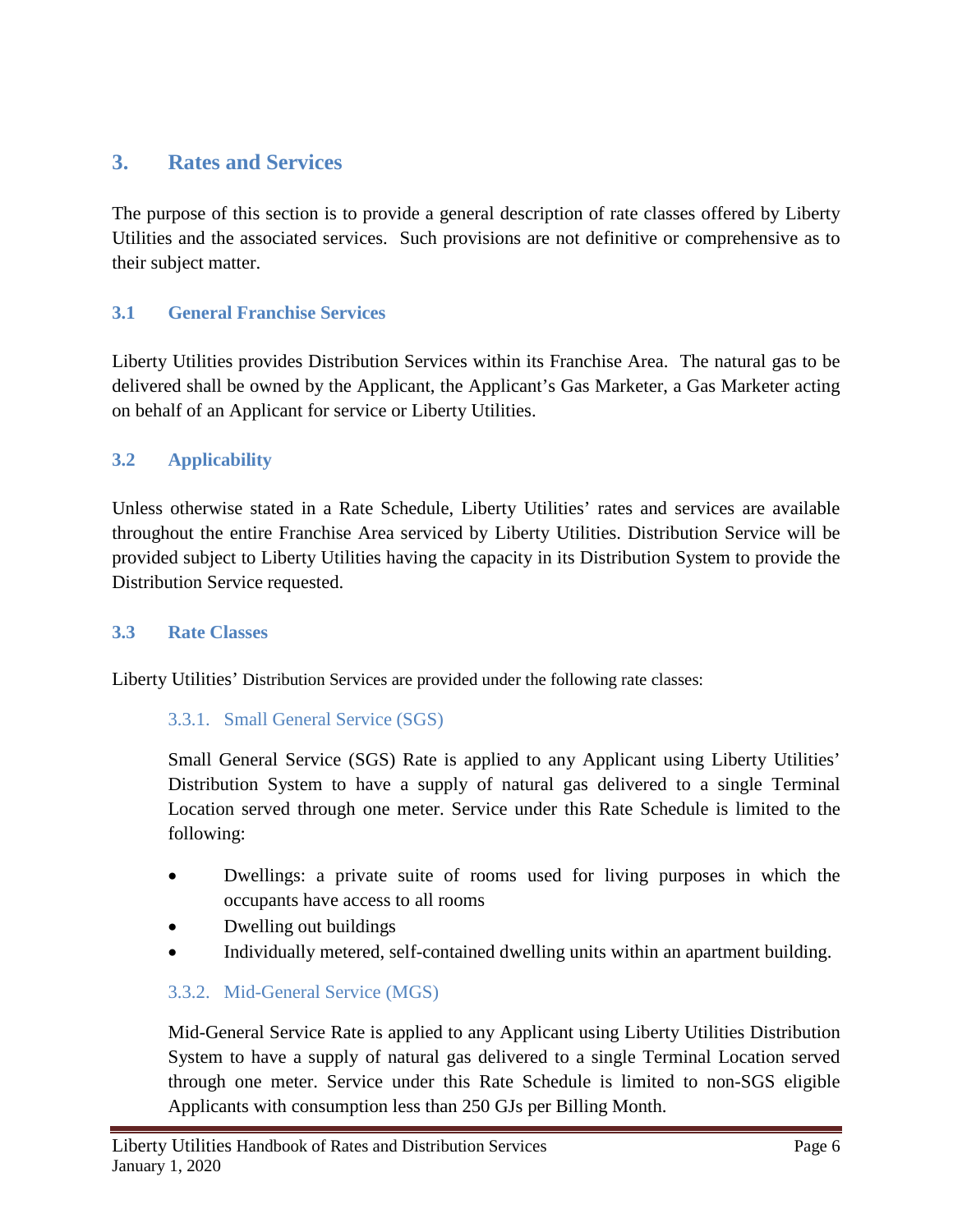## 3. Rates and Services

The purpose of this section is to provide a general description of rate classes offered by Liberty Utilities and the associated services. Such provisions are not definitive or comprehensive as to their subject matter.

### 3.1 General Franchise Services

Liberty Utilities provides Distribution Services within its Franchise Area. The natural gas to be delivered shall be owned by the Applicant, the Applicant's Gas Marketer, a Gas Marketer acting on behalf of an Applicant for service or Liberty Utilities.

### 3.2 Applicability

Unless otherwise stated in a Rate Schedule, Liberty Utilities' rates and services are available throughout the entire Franchise Area serviced by Liberty Utilities. Distribution Service will be provided subject to Liberty Utilities having the capacity in its Distribution System to provide the Distribution Service requested.

### 3.3 Rate Classes

Liberty Utilities' Distribution Services are provided under the following rate classes:

#### 3.3.1. Small General Service (SGS)

Small General Service (SGS) Rate is applied to any Applicant using Liberty Utilities' Distribution System to have a supply of natural gas delivered to a single Terminal Location served through one meter. Service under this Rate Schedule is limited to the following:

- Dwellings: a private suite of rooms used for living purposes in which the occupants have access to all rooms
- Dwelling out buildings
- Individually metered, self-contained dwelling units within an apartment building.

#### 3.3.2. Mid-General Service (MGS)

Mid-General Service Rate is applied to any Applicant using Liberty Utilities Distribution System to have a supply of natural gas delivered to a single Terminal Location served through one meter. Service under this Rate Schedule is limited to non-SGS eligible Applicants with consumption less than 250 GJs per Billing Month.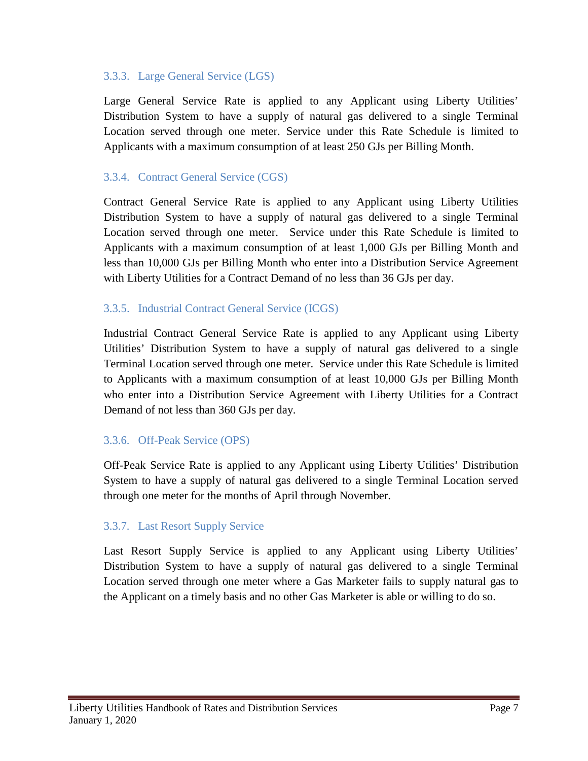### 3.3.3. Large General Service (LGS)

Large General Service Rate is applied to any Applicant using Liberty Utilities' Distribution System to have a supply of natural gas delivered to a single Terminal Location served through one meter. Service under this Rate Schedule is limited to Applicants with a maximum consumption of at least 250 GJs per Billing Month.

### 3.3.4. Contract General Service (CGS)

Contract General Service Rate is applied to any Applicant using Liberty Utilities Distribution System to have a supply of natural gas delivered to a single Terminal Location served through one meter. Service under this Rate Schedule is limited to Applicants with a maximum consumption of at least 1,000 GJs per Billing Month and less than 10,000 GJs per Billing Month who enter into a Distribution Service Agreement with Liberty Utilities for a Contract Demand of no less than 36 GJs per day.

### 3.3.5. Industrial Contract General Service (ICGS)

Industrial Contract General Service Rate is applied to any Applicant using Liberty Utilities' Distribution System to have a supply of natural gas delivered to a single Terminal Location served through one meter. Service under this Rate Schedule is limited to Applicants with a maximum consumption of at least 10,000 GJs per Billing Month who enter into a Distribution Service Agreement with Liberty Utilities for a Contract Demand of not less than 360 GJs per day.

### 3.3.6. Off-Peak Service (OPS)

Off-Peak Service Rate is applied to any Applicant using Liberty Utilities' Distribution System to have a supply of natural gas delivered to a single Terminal Location served through one meter for the months of April through November.

### 3.3.7. Last Resort Supply Service

Last Resort Supply Service is applied to any Applicant using Liberty Utilities' Distribution System to have a supply of natural gas delivered to a single Terminal Location served through one meter where a Gas Marketer fails to supply natural gas to the Applicant on a timely basis and no other Gas Marketer is able or willing to do so.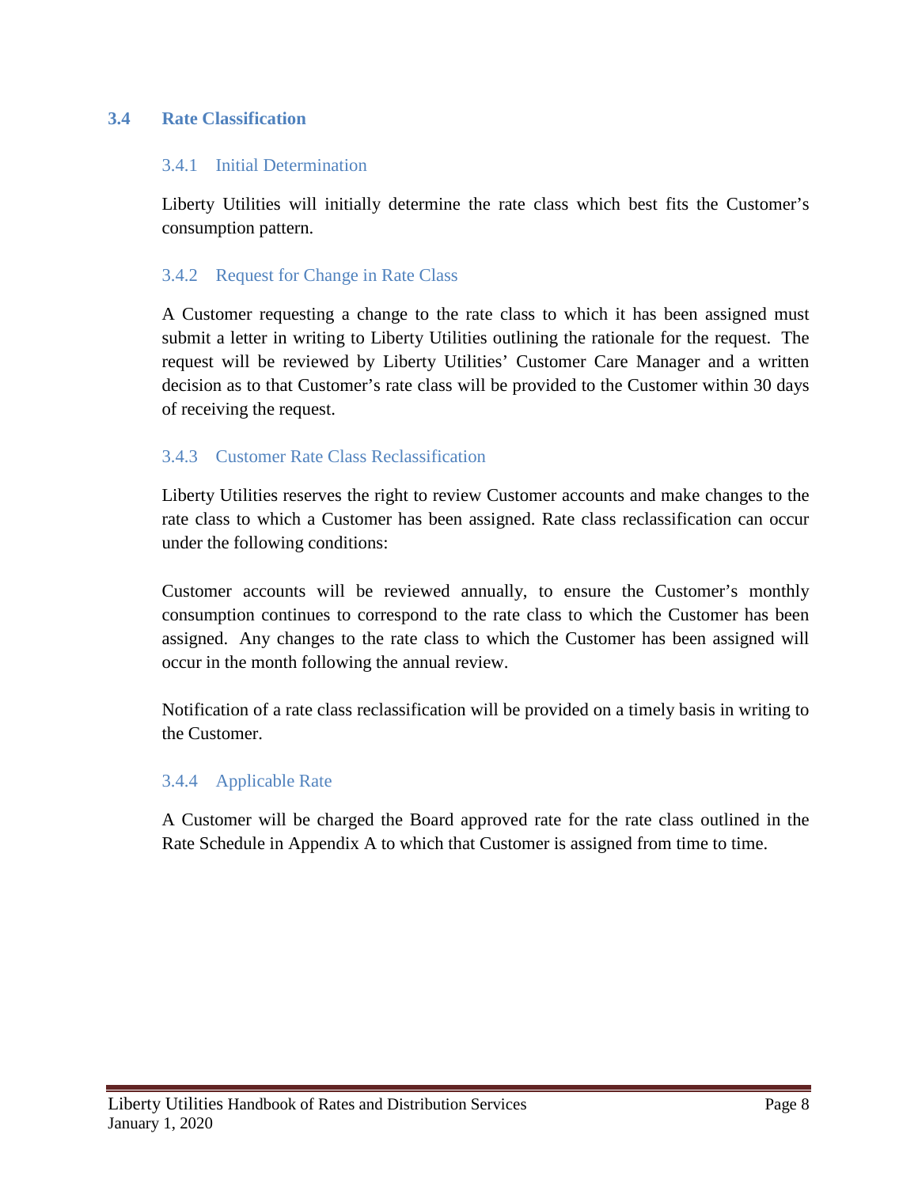## 3.4 Rate Classification

### 3.4.1 Initial Determination

Liberty Utilities will initially determine the rate class which best fits the Customer's consumption pattern.

### 3.4.2 Request for Change in Rate Class

A Customer requesting a change to the rate class to which it has been assigned must submit a letter in writing to Liberty Utilities outlining the rationale for the request. The request will be reviewed by Liberty Utilities' Customer Care Manager and a written decision as to that Customer's rate class will be provided to the Customer within 30 days of receiving the request.

### 3.4.3 Customer Rate Class Reclassification

Liberty Utilities reserves the right to review Customer accounts and make changes to the rate class to which a Customer has been assigned. Rate class reclassification can occur under the following conditions:

Customer accounts will be reviewed annually, to ensure the Customer's monthly consumption continues to correspond to the rate class to which the Customer has been assigned. Any changes to the rate class to which the Customer has been assigned will occur in the month following the annual review.

Notification of a rate class reclassification will be provided on a timely basis in writing to the Customer.

### 3.4.4 Applicable Rate

A Customer will be charged the Board approved rate for the rate class outlined in the Rate Schedule in Appendix A to which that Customer is assigned from time to time.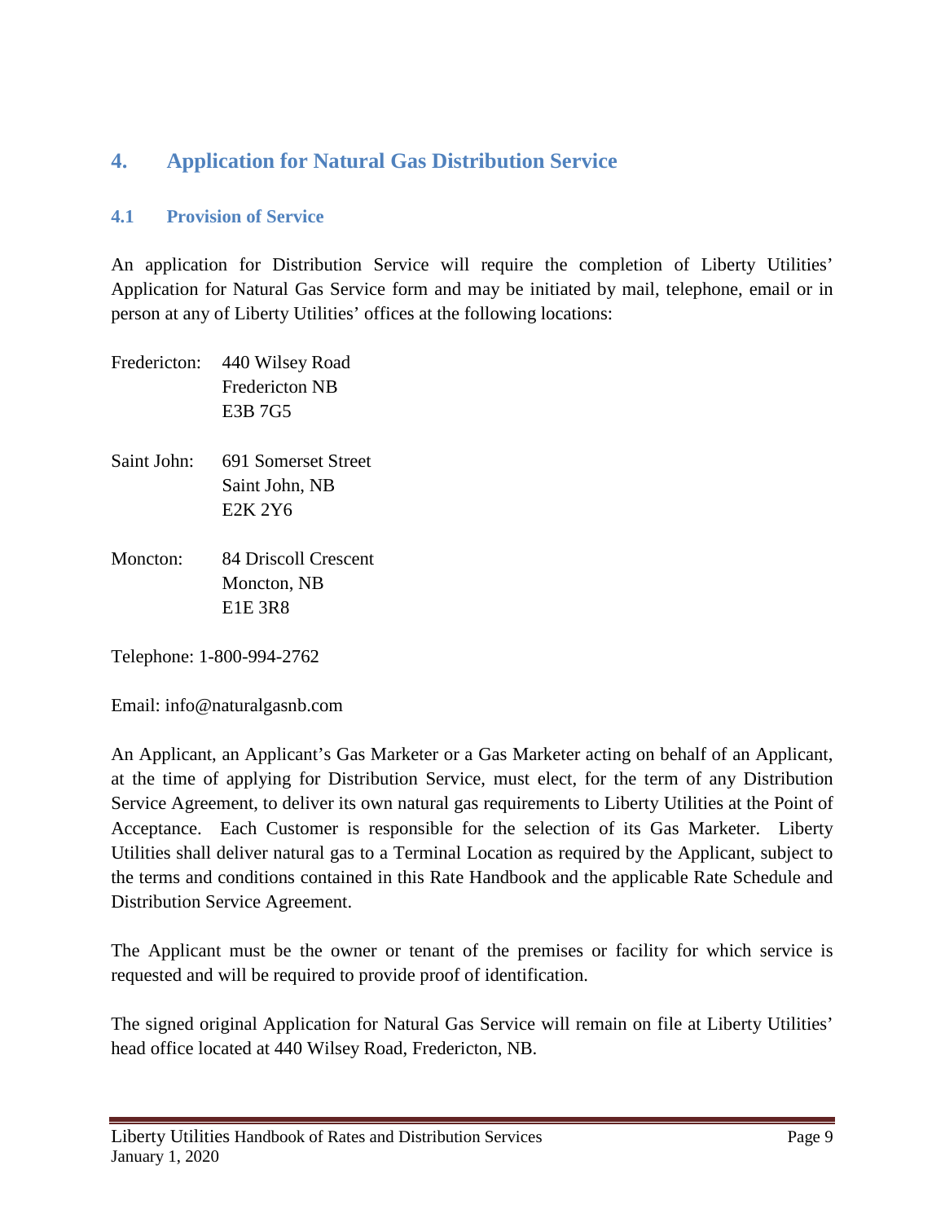## 4. Application for Natural Gas Distribution Service

### 4.1 Provision of Service

An application for Distribution Service will require the completion of Liberty Utilities' Application for Natural Gas Service form and may be initiated by mail, telephone, email or in person at any of Liberty Utilities' offices at the following locations:

Fredericton: 440 Wilsey Road
Fredericton NB
E3B 7G5

Saint John: 691 Somerset Street
Saint John, NB
E2K 2Y6

Moncton: 84 Driscoll Crescent
Moncton, NB
E1E 3R8

Telephone: 1-800-994-2762

Email: info@naturalgasnb.com

An Applicant, an Applicant's Gas Marketer or a Gas Marketer acting on behalf of an Applicant, at the time of applying for Distribution Service, must elect, for the term of any Distribution Service Agreement, to deliver its own natural gas requirements to Liberty Utilities at the Point of Acceptance. Each Customer is responsible for the selection of its Gas Marketer. Liberty Utilities shall deliver natural gas to a Terminal Location as required by the Applicant, subject to the terms and conditions contained in this Rate Handbook and the applicable Rate Schedule and Distribution Service Agreement.

The Applicant must be the owner or tenant of the premises or facility for which service is requested and will be required to provide proof of identification.

The signed original Application for Natural Gas Service will remain on file at Liberty Utilities' head office located at 440 Wilsey Road, Fredericton, NB.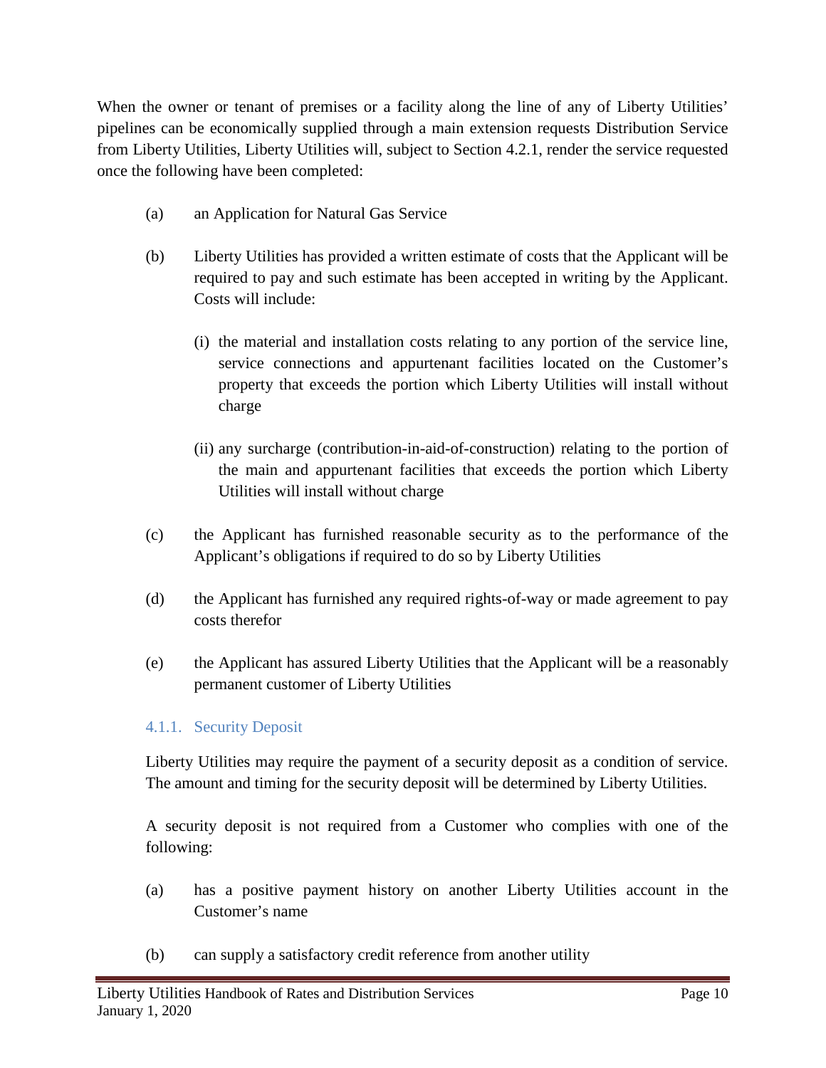When the owner or tenant of premises or a facility along the line of any of Liberty Utilities' pipelines can be economically supplied through a main extension requests Distribution Service from Liberty Utilities, Liberty Utilities will, subject to Section 4.2.1, render the service requested once the following have been completed:

(a) an Application for Natural Gas Service

(b) Liberty Utilities has provided a written estimate of costs that the Applicant will be required to pay and such estimate has been accepted in writing by the Applicant. Costs will include:

   (i) the material and installation costs relating to any portion of the service line, service connections and appurtenant facilities located on the Customer's property that exceeds the portion which Liberty Utilities will install without charge

   (ii) any surcharge (contribution-in-aid-of-construction) relating to the portion of the main and appurtenant facilities that exceeds the portion which Liberty Utilities will install without charge

(c) the Applicant has furnished reasonable security as to the performance of the Applicant's obligations if required to do so by Liberty Utilities

(d) the Applicant has furnished any required rights-of-way or made agreement to pay costs therefor

(e) the Applicant has assured Liberty Utilities that the Applicant will be a reasonably permanent customer of Liberty Utilities

### 4.1.1. Security Deposit

Liberty Utilities may require the payment of a security deposit as a condition of service. The amount and timing for the security deposit will be determined by Liberty Utilities.

A security deposit is not required from a Customer who complies with one of the following:

(a) has a positive payment history on another Liberty Utilities account in the Customer's name

(b) can supply a satisfactory credit reference from another utility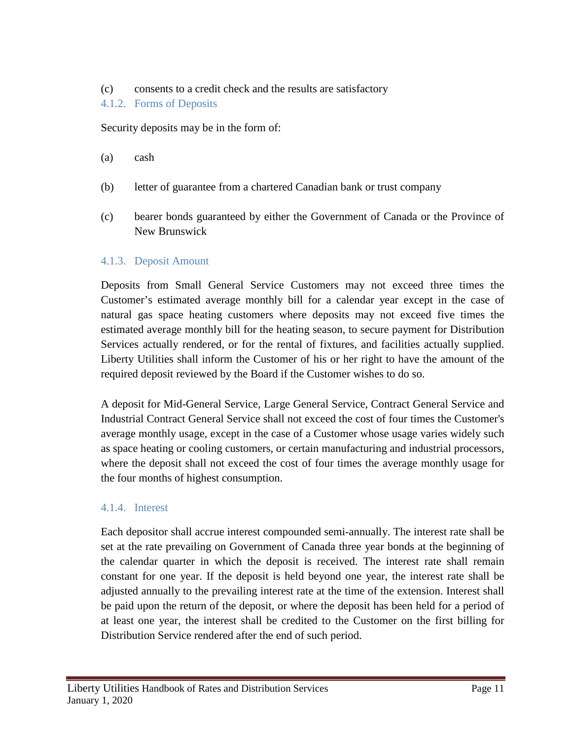(c) consents to a credit check and the results are satisfactory

### 4.1.2. Forms of Deposits

Security deposits may be in the form of:

(a) cash

(b) letter of guarantee from a chartered Canadian bank or trust company

(c) bearer bonds guaranteed by either the Government of Canada or the Province of New Brunswick

### 4.1.3. Deposit Amount

Deposits from Small General Service Customers may not exceed three times the Customer's estimated average monthly bill for a calendar year except in the case of natural gas space heating customers where deposits may not exceed five times the estimated average monthly bill for the heating season, to secure payment for Distribution Services actually rendered, or for the rental of fixtures, and facilities actually supplied. Liberty Utilities shall inform the Customer of his or her right to have the amount of the required deposit reviewed by the Board if the Customer wishes to do so.

A deposit for Mid-General Service, Large General Service, Contract General Service and Industrial Contract General Service shall not exceed the cost of four times the Customer's average monthly usage, except in the case of a Customer whose usage varies widely such as space heating or cooling customers, or certain manufacturing and industrial processors, where the deposit shall not exceed the cost of four times the average monthly usage for the four months of highest consumption.

### 4.1.4. Interest

Each depositor shall accrue interest compounded semi-annually. The interest rate shall be set at the rate prevailing on Government of Canada three year bonds at the beginning of the calendar quarter in which the deposit is received. The interest rate shall remain constant for one year. If the deposit is held beyond one year, the interest rate shall be adjusted annually to the prevailing interest rate at the time of the extension. Interest shall be paid upon the return of the deposit, or where the deposit has been held for a period of at least one year, the interest shall be credited to the Customer on the first billing for Distribution Service rendered after the end of such period.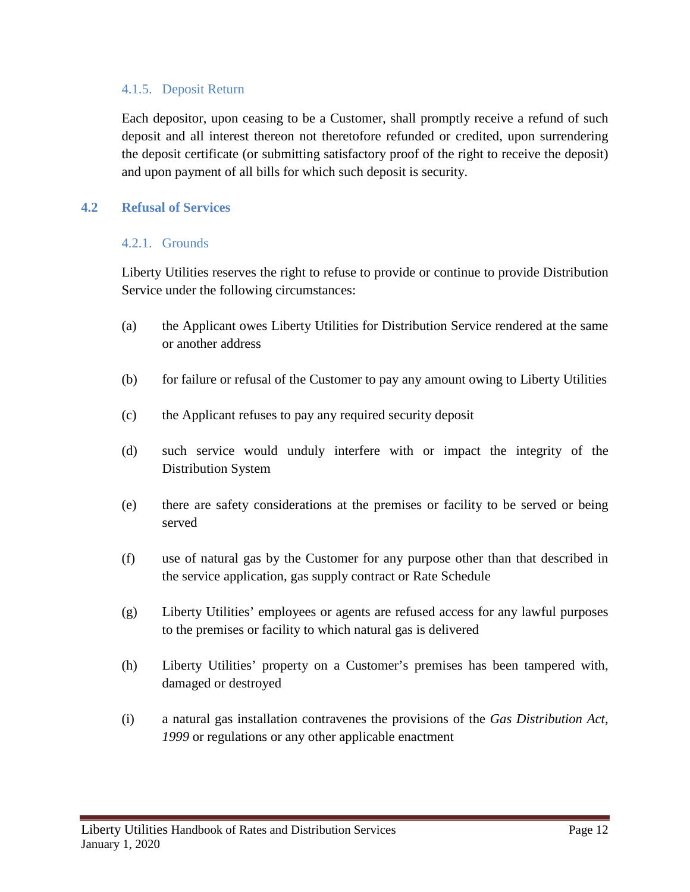#### 4.1.5. Deposit Return

Each depositor, upon ceasing to be a Customer, shall promptly receive a refund of such deposit and all interest thereon not theretofore refunded or credited, upon surrendering the deposit certificate (or submitting satisfactory proof of the right to receive the deposit) and upon payment of all bills for which such deposit is security.

### 4.2 Refusal of Services

#### 4.2.1. Grounds

Liberty Utilities reserves the right to refuse to provide or continue to provide Distribution Service under the following circumstances:

(a) the Applicant owes Liberty Utilities for Distribution Service rendered at the same or another address

(b) for failure or refusal of the Customer to pay any amount owing to Liberty Utilities

(c) the Applicant refuses to pay any required security deposit

(d) such service would unduly interfere with or impact the integrity of the Distribution System

(e) there are safety considerations at the premises or facility to be served or being served

(f) use of natural gas by the Customer for any purpose other than that described in the service application, gas supply contract or Rate Schedule

(g) Liberty Utilities' employees or agents are refused access for any lawful purposes to the premises or facility to which natural gas is delivered

(h) Liberty Utilities' property on a Customer's premises has been tampered with, damaged or destroyed

(i) a natural gas installation contravenes the provisions of the *Gas Distribution Act, 1999* or regulations or any other applicable enactment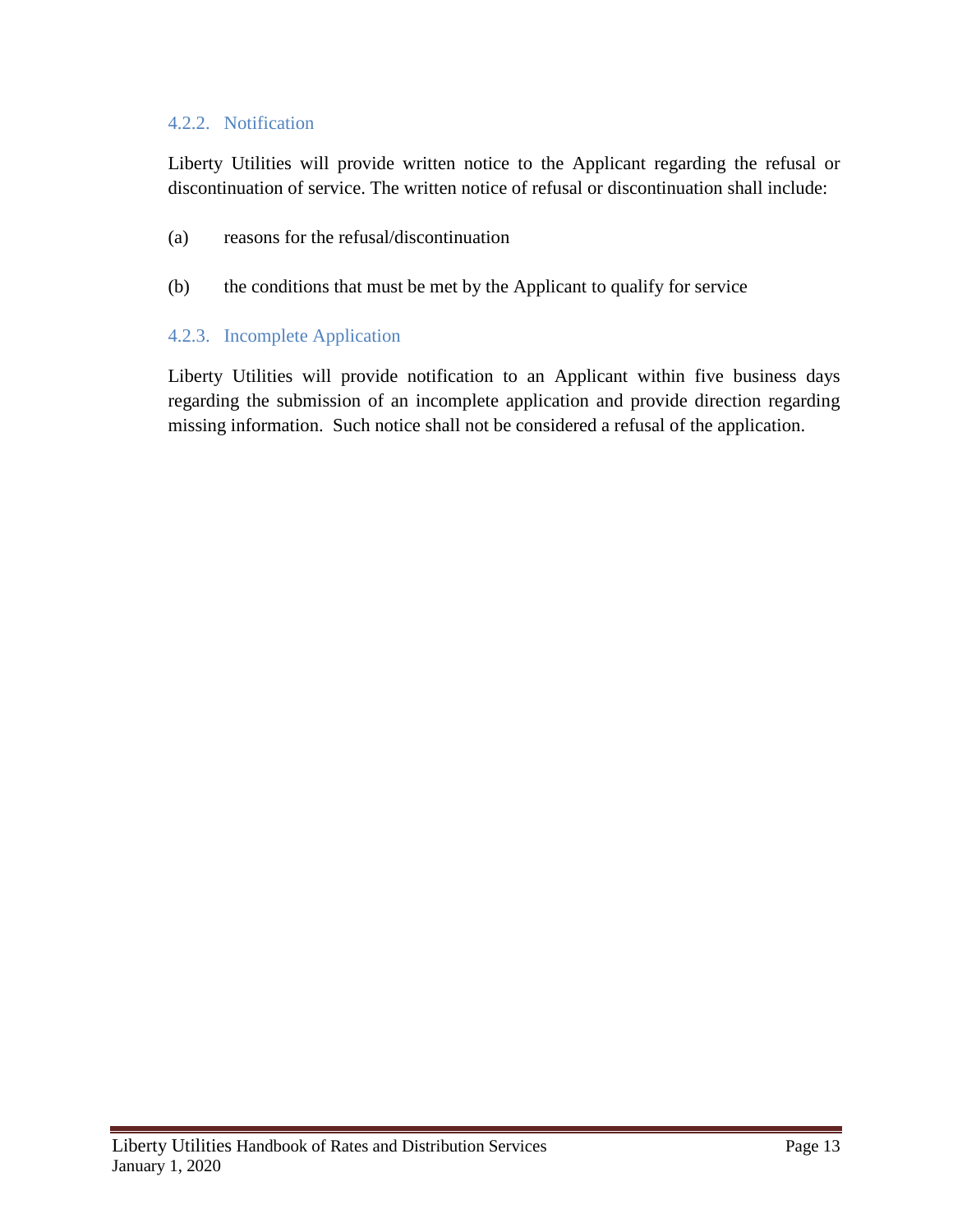### 4.2.2. Notification

Liberty Utilities will provide written notice to the Applicant regarding the refusal or discontinuation of service. The written notice of refusal or discontinuation shall include:

(a) reasons for the refusal/discontinuation

(b) the conditions that must be met by the Applicant to qualify for service

### 4.2.3. Incomplete Application

Liberty Utilities will provide notification to an Applicant within five business days regarding the submission of an incomplete application and provide direction regarding missing information. Such notice shall not be considered a refusal of the application.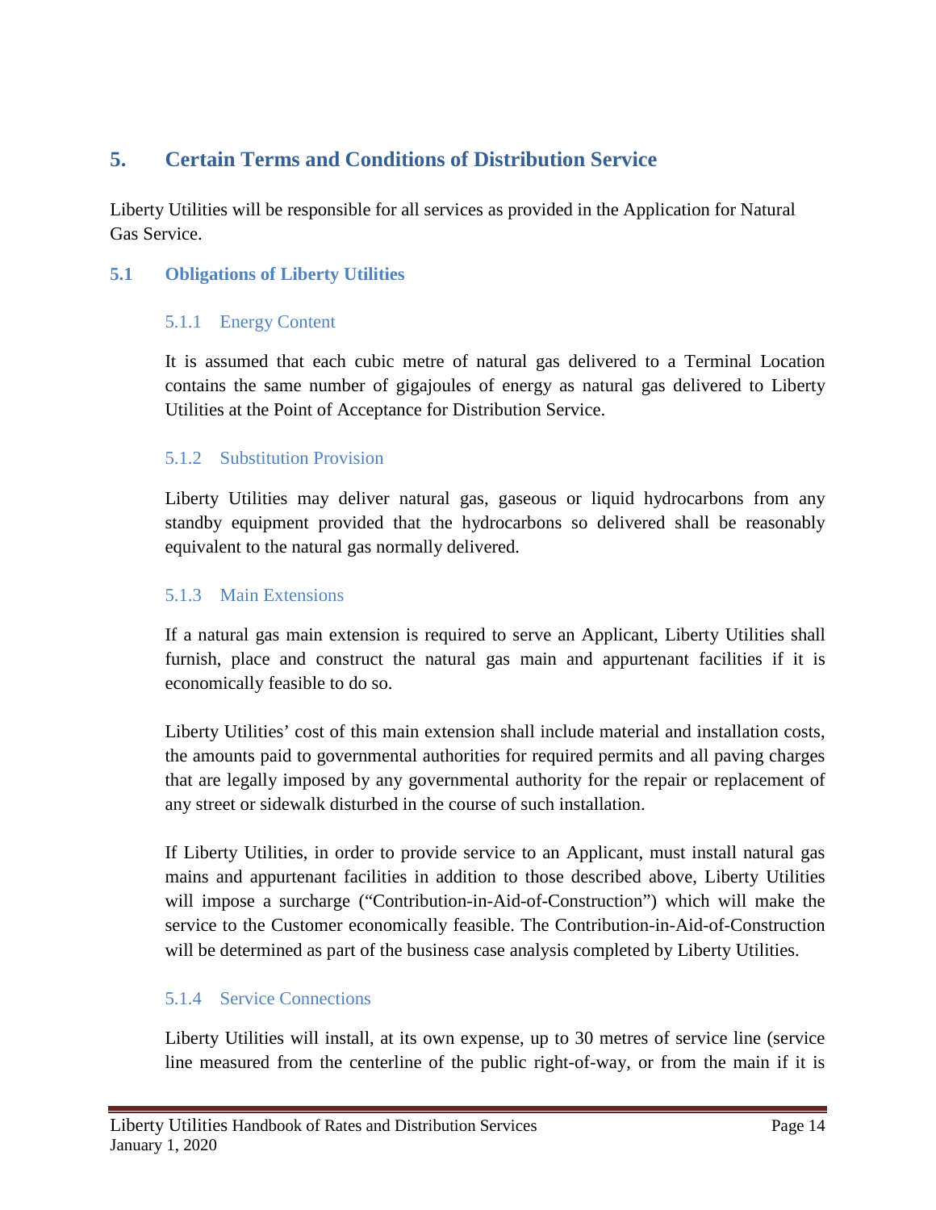## 5. Certain Terms and Conditions of Distribution Service

Liberty Utilities will be responsible for all services as provided in the Application for Natural Gas Service.

### 5.1 Obligations of Liberty Utilities

#### 5.1.1 Energy Content

It is assumed that each cubic metre of natural gas delivered to a Terminal Location contains the same number of gigajoules of energy as natural gas delivered to Liberty Utilities at the Point of Acceptance for Distribution Service.

#### 5.1.2 Substitution Provision

Liberty Utilities may deliver natural gas, gaseous or liquid hydrocarbons from any standby equipment provided that the hydrocarbons so delivered shall be reasonably equivalent to the natural gas normally delivered.

#### 5.1.3 Main Extensions

If a natural gas main extension is required to serve an Applicant, Liberty Utilities shall furnish, place and construct the natural gas main and appurtenant facilities if it is economically feasible to do so.

Liberty Utilities' cost of this main extension shall include material and installation costs, the amounts paid to governmental authorities for required permits and all paving charges that are legally imposed by any governmental authority for the repair or replacement of any street or sidewalk disturbed in the course of such installation.

If Liberty Utilities, in order to provide service to an Applicant, must install natural gas mains and appurtenant facilities in addition to those described above, Liberty Utilities will impose a surcharge ("Contribution-in-Aid-of-Construction") which will make the service to the Customer economically feasible. The Contribution-in-Aid-of-Construction will be determined as part of the business case analysis completed by Liberty Utilities.

#### 5.1.4 Service Connections

Liberty Utilities will install, at its own expense, up to 30 metres of service line (service line measured from the centerline of the public right-of-way, or from the main if it is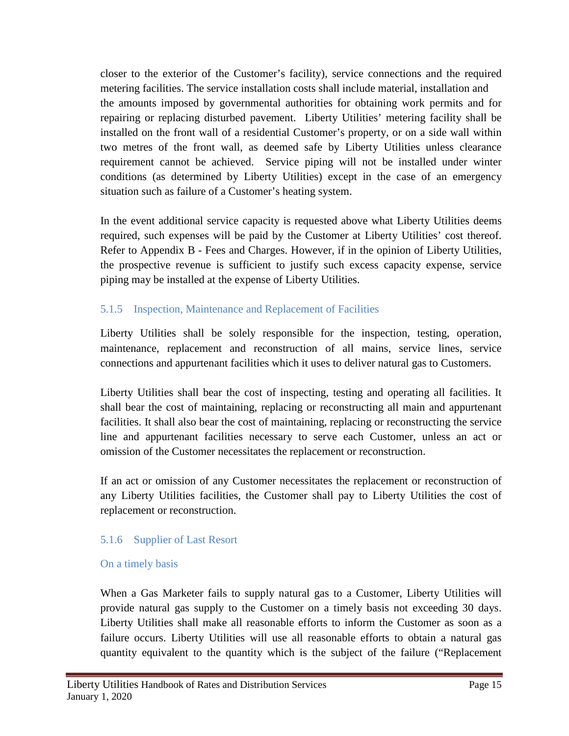closer to the exterior of the Customer's facility), service connections and the required metering facilities. The service installation costs shall include material, installation and the amounts imposed by governmental authorities for obtaining work permits and for repairing or replacing disturbed pavement. Liberty Utilities' metering facility shall be installed on the front wall of a residential Customer's property, or on a side wall within two metres of the front wall, as deemed safe by Liberty Utilities unless clearance requirement cannot be achieved. Service piping will not be installed under winter conditions (as determined by Liberty Utilities) except in the case of an emergency situation such as failure of a Customer's heating system.

In the event additional service capacity is requested above what Liberty Utilities deems required, such expenses will be paid by the Customer at Liberty Utilities' cost thereof. Refer to Appendix B - Fees and Charges. However, if in the opinion of Liberty Utilities, the prospective revenue is sufficient to justify such excess capacity expense, service piping may be installed at the expense of Liberty Utilities.

### 5.1.5 Inspection, Maintenance and Replacement of Facilities

Liberty Utilities shall be solely responsible for the inspection, testing, operation, maintenance, replacement and reconstruction of all mains, service lines, service connections and appurtenant facilities which it uses to deliver natural gas to Customers.

Liberty Utilities shall bear the cost of inspecting, testing and operating all facilities. It shall bear the cost of maintaining, replacing or reconstructing all main and appurtenant facilities. It shall also bear the cost of maintaining, replacing or reconstructing the service line and appurtenant facilities necessary to serve each Customer, unless an act or omission of the Customer necessitates the replacement or reconstruction.

If an act or omission of any Customer necessitates the replacement or reconstruction of any Liberty Utilities facilities, the Customer shall pay to Liberty Utilities the cost of replacement or reconstruction.

### 5.1.6 Supplier of Last Resort

#### On a timely basis

When a Gas Marketer fails to supply natural gas to a Customer, Liberty Utilities will provide natural gas supply to the Customer on a timely basis not exceeding 30 days. Liberty Utilities shall make all reasonable efforts to inform the Customer as soon as a failure occurs. Liberty Utilities will use all reasonable efforts to obtain a natural gas quantity equivalent to the quantity which is the subject of the failure ("Replacement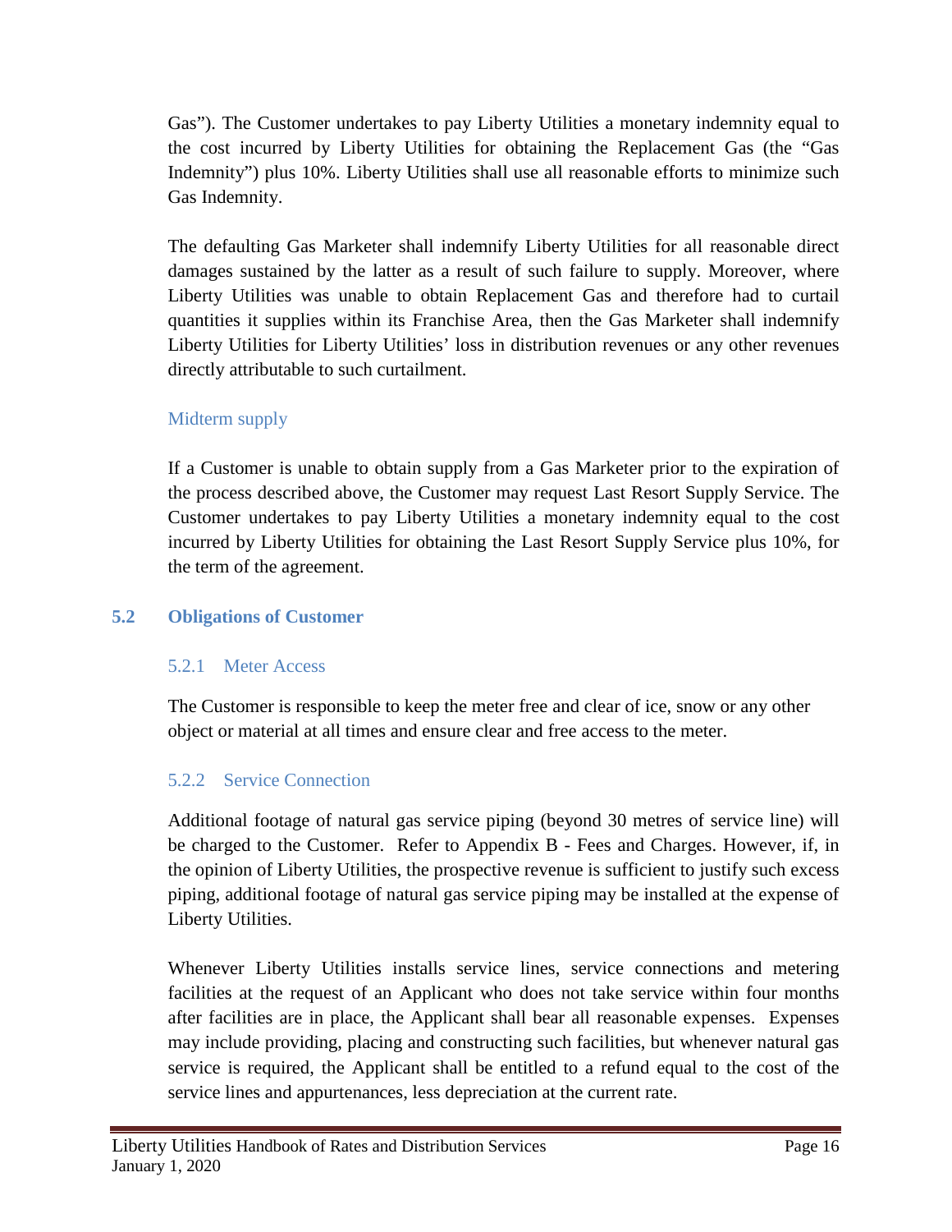Gas"). The Customer undertakes to pay Liberty Utilities a monetary indemnity equal to the cost incurred by Liberty Utilities for obtaining the Replacement Gas (the "Gas Indemnity") plus 10%. Liberty Utilities shall use all reasonable efforts to minimize such Gas Indemnity.

The defaulting Gas Marketer shall indemnify Liberty Utilities for all reasonable direct damages sustained by the latter as a result of such failure to supply. Moreover, where Liberty Utilities was unable to obtain Replacement Gas and therefore had to curtail quantities it supplies within its Franchise Area, then the Gas Marketer shall indemnify Liberty Utilities for Liberty Utilities' loss in distribution revenues or any other revenues directly attributable to such curtailment.

#### Midterm supply

If a Customer is unable to obtain supply from a Gas Marketer prior to the expiration of the process described above, the Customer may request Last Resort Supply Service. The Customer undertakes to pay Liberty Utilities a monetary indemnity equal to the cost incurred by Liberty Utilities for obtaining the Last Resort Supply Service plus 10%, for the term of the agreement.

## 5.2 Obligations of Customer

### 5.2.1 Meter Access

The Customer is responsible to keep the meter free and clear of ice, snow or any other object or material at all times and ensure clear and free access to the meter.

### 5.2.2 Service Connection

Additional footage of natural gas service piping (beyond 30 metres of service line) will be charged to the Customer. Refer to Appendix B - Fees and Charges. However, if, in the opinion of Liberty Utilities, the prospective revenue is sufficient to justify such excess piping, additional footage of natural gas service piping may be installed at the expense of Liberty Utilities.

Whenever Liberty Utilities installs service lines, service connections and metering facilities at the request of an Applicant who does not take service within four months after facilities are in place, the Applicant shall bear all reasonable expenses. Expenses may include providing, placing and constructing such facilities, but whenever natural gas service is required, the Applicant shall be entitled to a refund equal to the cost of the service lines and appurtenances, less depreciation at the current rate.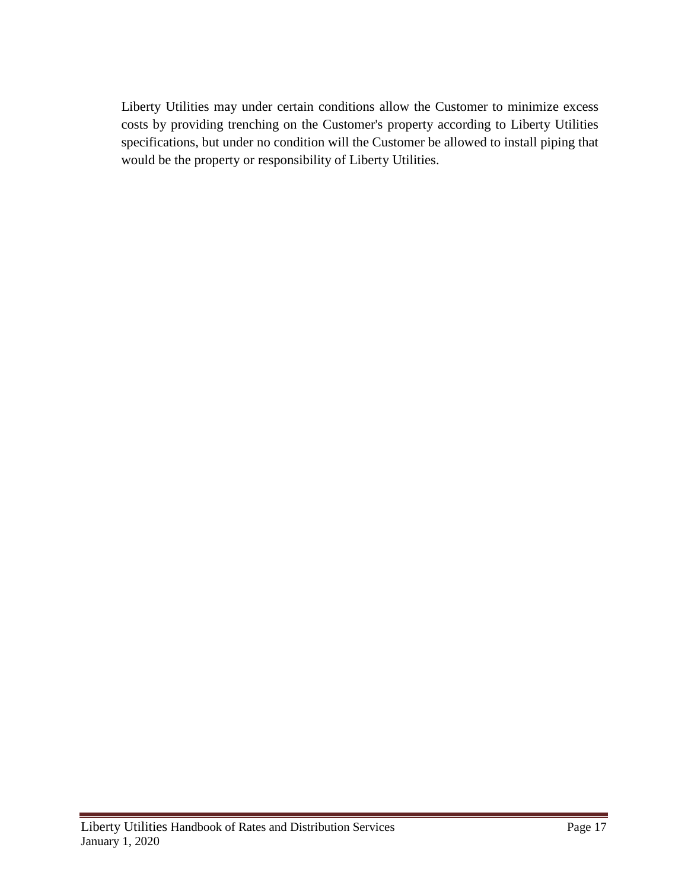Liberty Utilities may under certain conditions allow the Customer to minimize excess costs by providing trenching on the Customer's property according to Liberty Utilities specifications, but under no condition will the Customer be allowed to install piping that would be the property or responsibility of Liberty Utilities.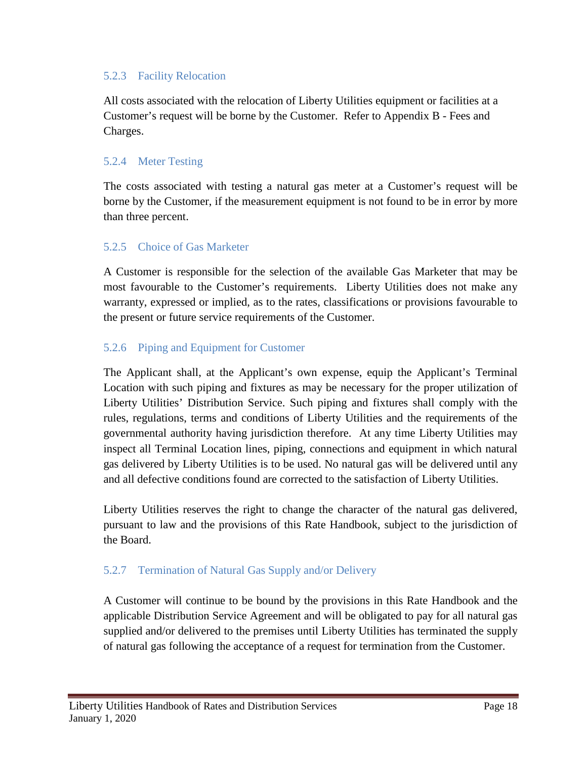### 5.2.3 Facility Relocation

All costs associated with the relocation of Liberty Utilities equipment or facilities at a Customer's request will be borne by the Customer. Refer to Appendix B - Fees and Charges.

### 5.2.4 Meter Testing

The costs associated with testing a natural gas meter at a Customer's request will be borne by the Customer, if the measurement equipment is not found to be in error by more than three percent.

### 5.2.5 Choice of Gas Marketer

A Customer is responsible for the selection of the available Gas Marketer that may be most favourable to the Customer's requirements. Liberty Utilities does not make any warranty, expressed or implied, as to the rates, classifications or provisions favourable to the present or future service requirements of the Customer.

### 5.2.6 Piping and Equipment for Customer

The Applicant shall, at the Applicant's own expense, equip the Applicant's Terminal Location with such piping and fixtures as may be necessary for the proper utilization of Liberty Utilities' Distribution Service. Such piping and fixtures shall comply with the rules, regulations, terms and conditions of Liberty Utilities and the requirements of the governmental authority having jurisdiction therefore. At any time Liberty Utilities may inspect all Terminal Location lines, piping, connections and equipment in which natural gas delivered by Liberty Utilities is to be used. No natural gas will be delivered until any and all defective conditions found are corrected to the satisfaction of Liberty Utilities.

Liberty Utilities reserves the right to change the character of the natural gas delivered, pursuant to law and the provisions of this Rate Handbook, subject to the jurisdiction of the Board.

### 5.2.7 Termination of Natural Gas Supply and/or Delivery

A Customer will continue to be bound by the provisions in this Rate Handbook and the applicable Distribution Service Agreement and will be obligated to pay for all natural gas supplied and/or delivered to the premises until Liberty Utilities has terminated the supply of natural gas following the acceptance of a request for termination from the Customer.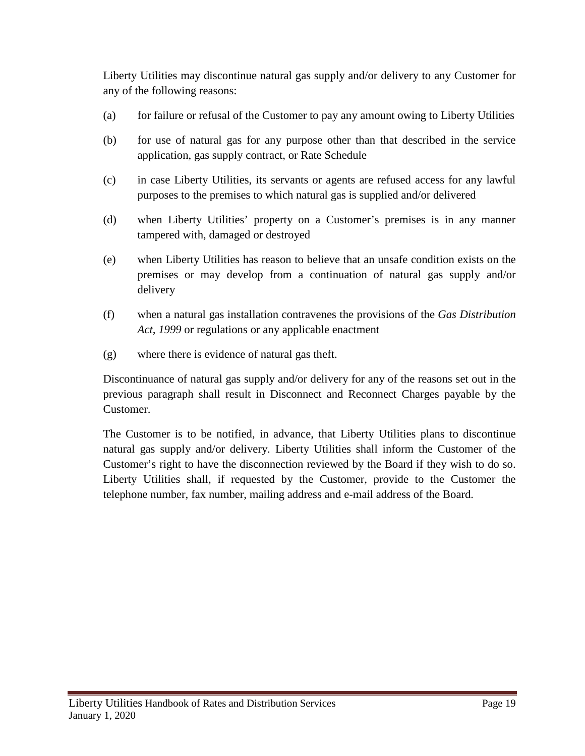Liberty Utilities may discontinue natural gas supply and/or delivery to any Customer for any of the following reasons:

(a) for failure or refusal of the Customer to pay any amount owing to Liberty Utilities

(b) for use of natural gas for any purpose other than that described in the service application, gas supply contract, or Rate Schedule

(c) in case Liberty Utilities, its servants or agents are refused access for any lawful purposes to the premises to which natural gas is supplied and/or delivered

(d) when Liberty Utilities' property on a Customer's premises is in any manner tampered with, damaged or destroyed

(e) when Liberty Utilities has reason to believe that an unsafe condition exists on the premises or may develop from a continuation of natural gas supply and/or delivery

(f) when a natural gas installation contravenes the provisions of the *Gas Distribution Act, 1999* or regulations or any applicable enactment

(g) where there is evidence of natural gas theft.

Discontinuance of natural gas supply and/or delivery for any of the reasons set out in the previous paragraph shall result in Disconnect and Reconnect Charges payable by the Customer.

The Customer is to be notified, in advance, that Liberty Utilities plans to discontinue natural gas supply and/or delivery. Liberty Utilities shall inform the Customer of the Customer's right to have the disconnection reviewed by the Board if they wish to do so. Liberty Utilities shall, if requested by the Customer, provide to the Customer the telephone number, fax number, mailing address and e-mail address of the Board.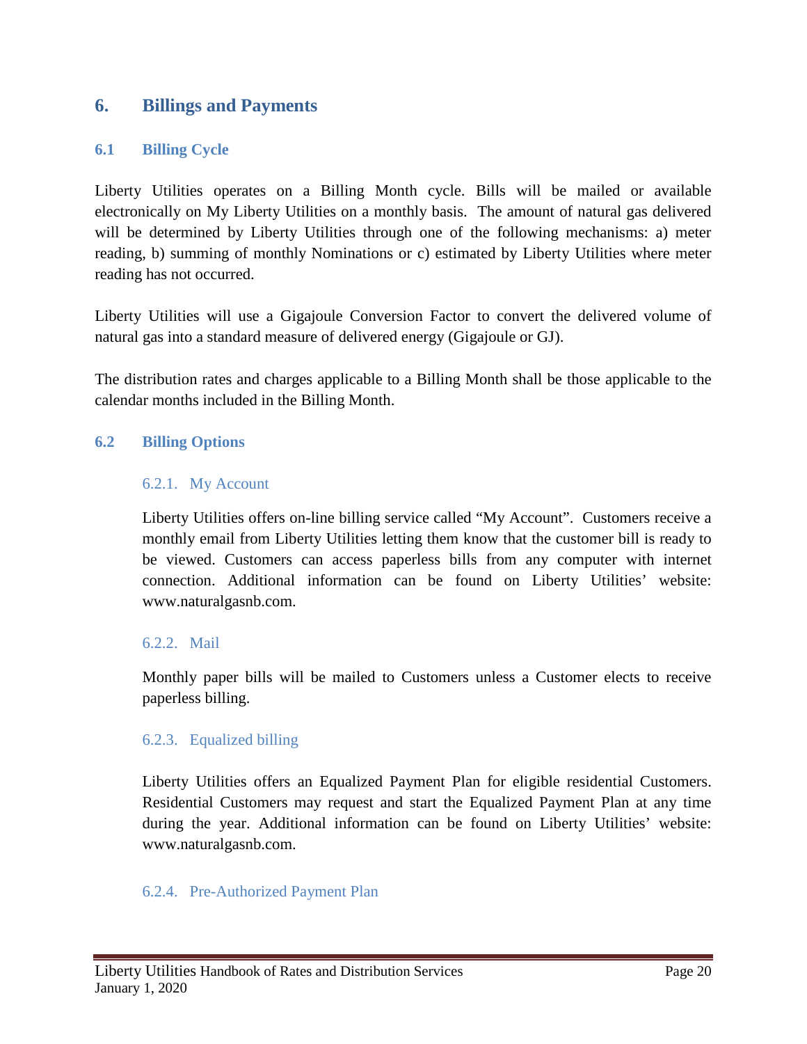# 6. Billings and Payments

## 6.1 Billing Cycle

Liberty Utilities operates on a Billing Month cycle. Bills will be mailed or available electronically on My Liberty Utilities on a monthly basis. The amount of natural gas delivered will be determined by Liberty Utilities through one of the following mechanisms: a) meter reading, b) summing of monthly Nominations or c) estimated by Liberty Utilities where meter reading has not occurred.

Liberty Utilities will use a Gigajoule Conversion Factor to convert the delivered volume of natural gas into a standard measure of delivered energy (Gigajoule or GJ).

The distribution rates and charges applicable to a Billing Month shall be those applicable to the calendar months included in the Billing Month.

## 6.2 Billing Options

### 6.2.1. My Account

Liberty Utilities offers on-line billing service called "My Account". Customers receive a monthly email from Liberty Utilities letting them know that the customer bill is ready to be viewed. Customers can access paperless bills from any computer with internet connection. Additional information can be found on Liberty Utilities' website: www.naturalgasnb.com.

### 6.2.2. Mail

Monthly paper bills will be mailed to Customers unless a Customer elects to receive paperless billing.

### 6.2.3. Equalized billing

Liberty Utilities offers an Equalized Payment Plan for eligible residential Customers. Residential Customers may request and start the Equalized Payment Plan at any time during the year. Additional information can be found on Liberty Utilities' website: www.naturalgasnb.com.

### 6.2.4. Pre-Authorized Payment Plan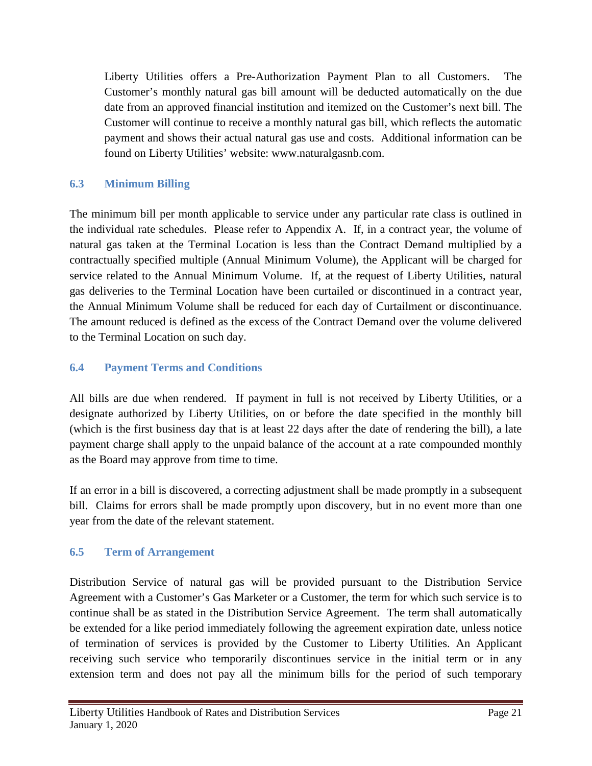Liberty Utilities offers a Pre-Authorization Payment Plan to all Customers. The Customer's monthly natural gas bill amount will be deducted automatically on the due date from an approved financial institution and itemized on the Customer's next bill. The Customer will continue to receive a monthly natural gas bill, which reflects the automatic payment and shows their actual natural gas use and costs. Additional information can be found on Liberty Utilities' website: www.naturalgasnb.com.

### 6.3 Minimum Billing

The minimum bill per month applicable to service under any particular rate class is outlined in the individual rate schedules. Please refer to Appendix A. If, in a contract year, the volume of natural gas taken at the Terminal Location is less than the Contract Demand multiplied by a contractually specified multiple (Annual Minimum Volume), the Applicant will be charged for service related to the Annual Minimum Volume. If, at the request of Liberty Utilities, natural gas deliveries to the Terminal Location have been curtailed or discontinued in a contract year, the Annual Minimum Volume shall be reduced for each day of Curtailment or discontinuance. The amount reduced is defined as the excess of the Contract Demand over the volume delivered to the Terminal Location on such day.

### 6.4 Payment Terms and Conditions

All bills are due when rendered. If payment in full is not received by Liberty Utilities, or a designate authorized by Liberty Utilities, on or before the date specified in the monthly bill (which is the first business day that is at least 22 days after the date of rendering the bill), a late payment charge shall apply to the unpaid balance of the account at a rate compounded monthly as the Board may approve from time to time.

If an error in a bill is discovered, a correcting adjustment shall be made promptly in a subsequent bill. Claims for errors shall be made promptly upon discovery, but in no event more than one year from the date of the relevant statement.

### 6.5 Term of Arrangement

Distribution Service of natural gas will be provided pursuant to the Distribution Service Agreement with a Customer's Gas Marketer or a Customer, the term for which such service is to continue shall be as stated in the Distribution Service Agreement. The term shall automatically be extended for a like period immediately following the agreement expiration date, unless notice of termination of services is provided by the Customer to Liberty Utilities. An Applicant receiving such service who temporarily discontinues service in the initial term or in any extension term and does not pay all the minimum bills for the period of such temporary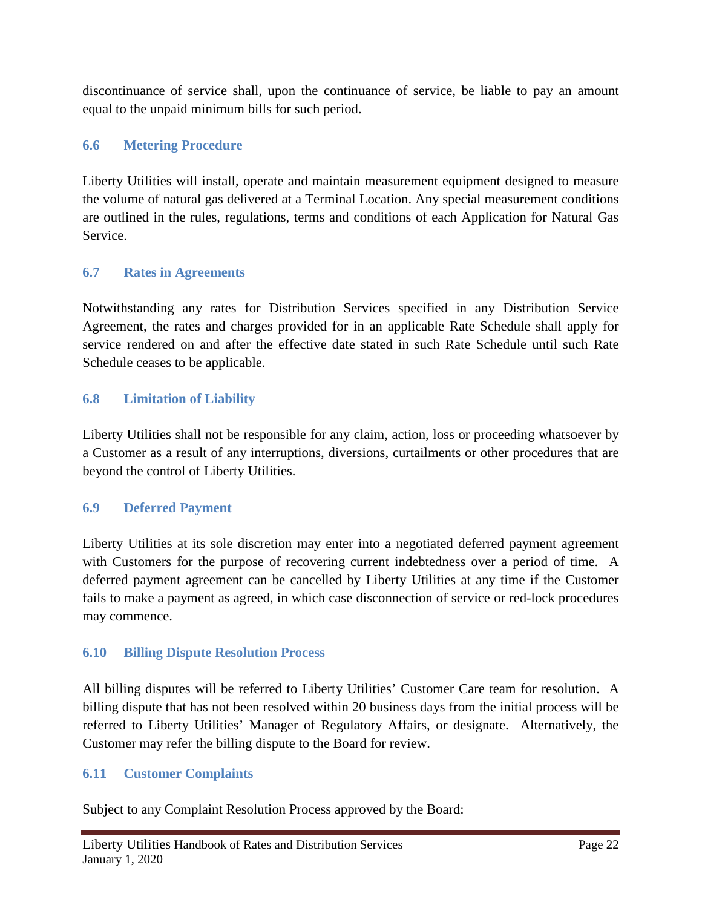discontinuance of service shall, upon the continuance of service, be liable to pay an amount equal to the unpaid minimum bills for such period.

### 6.6 Metering Procedure

Liberty Utilities will install, operate and maintain measurement equipment designed to measure the volume of natural gas delivered at a Terminal Location. Any special measurement conditions are outlined in the rules, regulations, terms and conditions of each Application for Natural Gas Service.

### 6.7 Rates in Agreements

Notwithstanding any rates for Distribution Services specified in any Distribution Service Agreement, the rates and charges provided for in an applicable Rate Schedule shall apply for service rendered on and after the effective date stated in such Rate Schedule until such Rate Schedule ceases to be applicable.

### 6.8 Limitation of Liability

Liberty Utilities shall not be responsible for any claim, action, loss or proceeding whatsoever by a Customer as a result of any interruptions, diversions, curtailments or other procedures that are beyond the control of Liberty Utilities.

### 6.9 Deferred Payment

Liberty Utilities at its sole discretion may enter into a negotiated deferred payment agreement with Customers for the purpose of recovering current indebtedness over a period of time. A deferred payment agreement can be cancelled by Liberty Utilities at any time if the Customer fails to make a payment as agreed, in which case disconnection of service or red-lock procedures may commence.

### 6.10 Billing Dispute Resolution Process

All billing disputes will be referred to Liberty Utilities' Customer Care team for resolution. A billing dispute that has not been resolved within 20 business days from the initial process will be referred to Liberty Utilities' Manager of Regulatory Affairs, or designate. Alternatively, the Customer may refer the billing dispute to the Board for review.

### 6.11 Customer Complaints

Subject to any Complaint Resolution Process approved by the Board: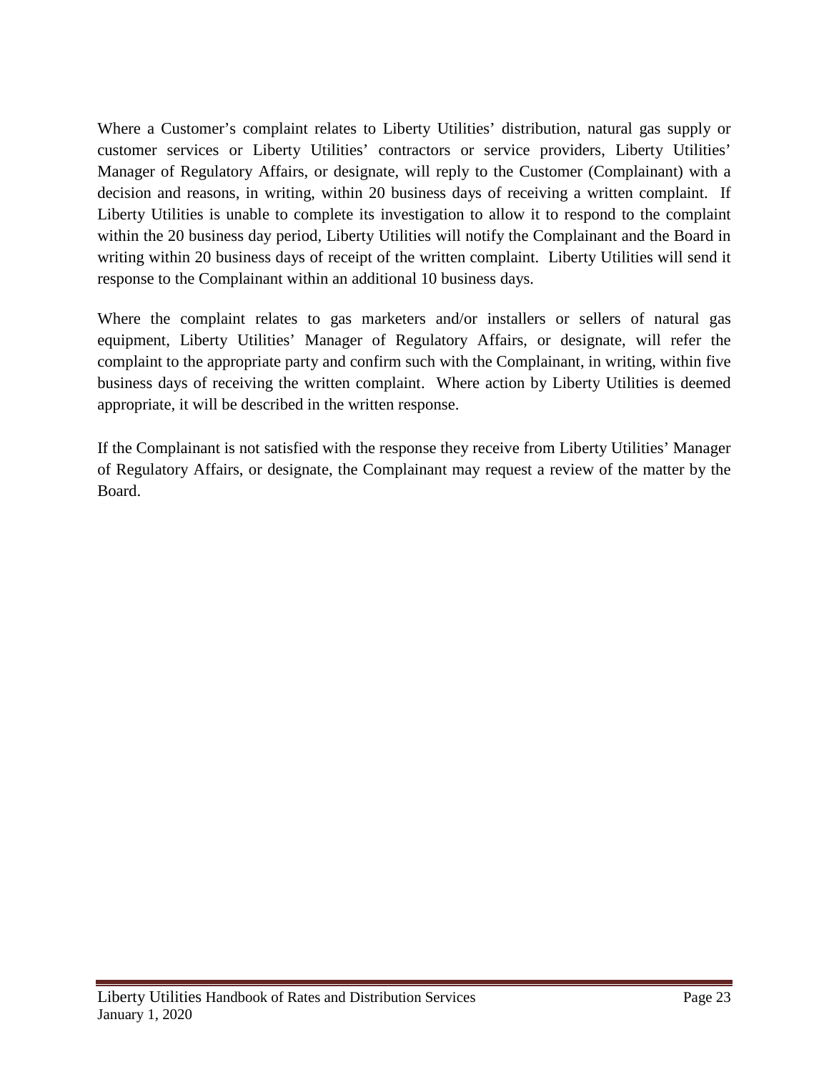Where a Customer's complaint relates to Liberty Utilities' distribution, natural gas supply or customer services or Liberty Utilities' contractors or service providers, Liberty Utilities' Manager of Regulatory Affairs, or designate, will reply to the Customer (Complainant) with a decision and reasons, in writing, within 20 business days of receiving a written complaint. If Liberty Utilities is unable to complete its investigation to allow it to respond to the complaint within the 20 business day period, Liberty Utilities will notify the Complainant and the Board in writing within 20 business days of receipt of the written complaint. Liberty Utilities will send it response to the Complainant within an additional 10 business days.

Where the complaint relates to gas marketers and/or installers or sellers of natural gas equipment, Liberty Utilities' Manager of Regulatory Affairs, or designate, will refer the complaint to the appropriate party and confirm such with the Complainant, in writing, within five business days of receiving the written complaint. Where action by Liberty Utilities is deemed appropriate, it will be described in the written response.

If the Complainant is not satisfied with the response they receive from Liberty Utilities' Manager of Regulatory Affairs, or designate, the Complainant may request a review of the matter by the Board.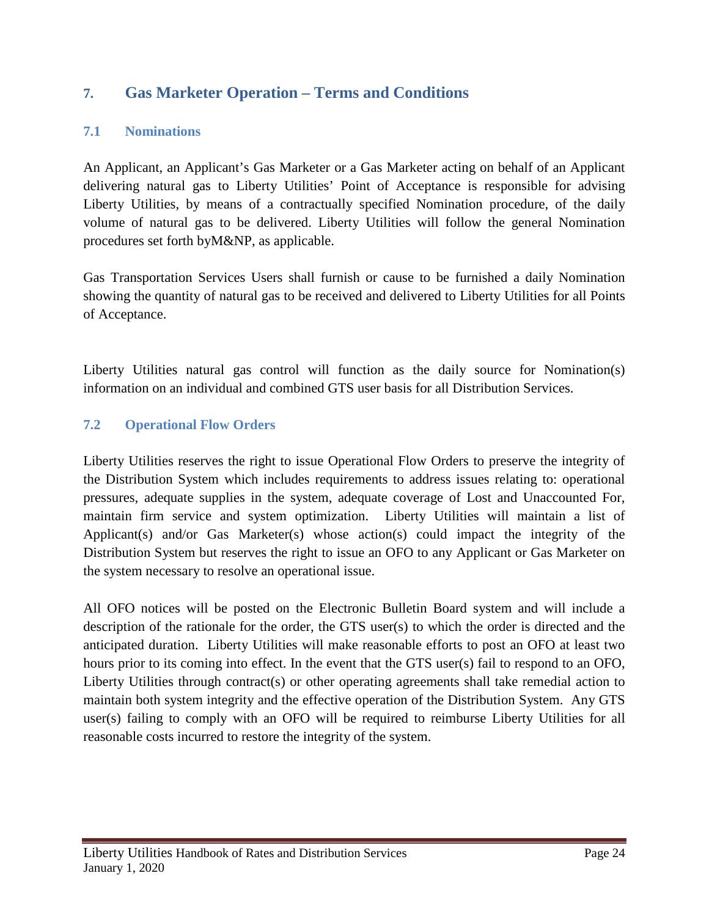## 7. Gas Marketer Operation – Terms and Conditions

### 7.1 Nominations

An Applicant, an Applicant's Gas Marketer or a Gas Marketer acting on behalf of an Applicant delivering natural gas to Liberty Utilities' Point of Acceptance is responsible for advising Liberty Utilities, by means of a contractually specified Nomination procedure, of the daily volume of natural gas to be delivered. Liberty Utilities will follow the general Nomination procedures set forth byM&NP, as applicable.

Gas Transportation Services Users shall furnish or cause to be furnished a daily Nomination showing the quantity of natural gas to be received and delivered to Liberty Utilities for all Points of Acceptance.

Liberty Utilities natural gas control will function as the daily source for Nomination(s) information on an individual and combined GTS user basis for all Distribution Services.

### 7.2 Operational Flow Orders

Liberty Utilities reserves the right to issue Operational Flow Orders to preserve the integrity of the Distribution System which includes requirements to address issues relating to: operational pressures, adequate supplies in the system, adequate coverage of Lost and Unaccounted For, maintain firm service and system optimization. Liberty Utilities will maintain a list of Applicant(s) and/or Gas Marketer(s) whose action(s) could impact the integrity of the Distribution System but reserves the right to issue an OFO to any Applicant or Gas Marketer on the system necessary to resolve an operational issue.

All OFO notices will be posted on the Electronic Bulletin Board system and will include a description of the rationale for the order, the GTS user(s) to which the order is directed and the anticipated duration. Liberty Utilities will make reasonable efforts to post an OFO at least two hours prior to its coming into effect. In the event that the GTS user(s) fail to respond to an OFO, Liberty Utilities through contract(s) or other operating agreements shall take remedial action to maintain both system integrity and the effective operation of the Distribution System. Any GTS user(s) failing to comply with an OFO will be required to reimburse Liberty Utilities for all reasonable costs incurred to restore the integrity of the system.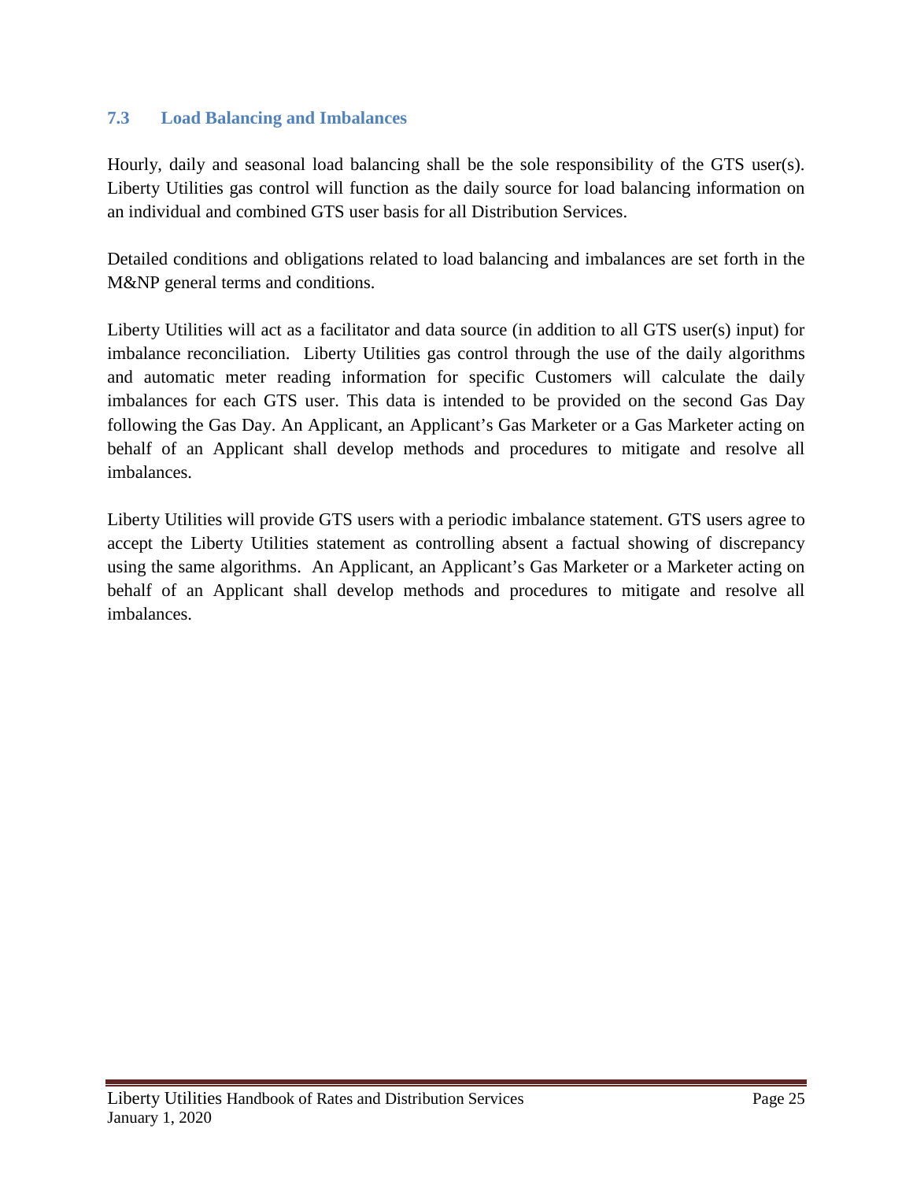### 7.3 Load Balancing and Imbalances

Hourly, daily and seasonal load balancing shall be the sole responsibility of the GTS user(s). Liberty Utilities gas control will function as the daily source for load balancing information on an individual and combined GTS user basis for all Distribution Services.

Detailed conditions and obligations related to load balancing and imbalances are set forth in the M&NP general terms and conditions.

Liberty Utilities will act as a facilitator and data source (in addition to all GTS user(s) input) for imbalance reconciliation. Liberty Utilities gas control through the use of the daily algorithms and automatic meter reading information for specific Customers will calculate the daily imbalances for each GTS user. This data is intended to be provided on the second Gas Day following the Gas Day. An Applicant, an Applicant's Gas Marketer or a Gas Marketer acting on behalf of an Applicant shall develop methods and procedures to mitigate and resolve all imbalances.

Liberty Utilities will provide GTS users with a periodic imbalance statement. GTS users agree to accept the Liberty Utilities statement as controlling absent a factual showing of discrepancy using the same algorithms. An Applicant, an Applicant's Gas Marketer or a Marketer acting on behalf of an Applicant shall develop methods and procedures to mitigate and resolve all imbalances.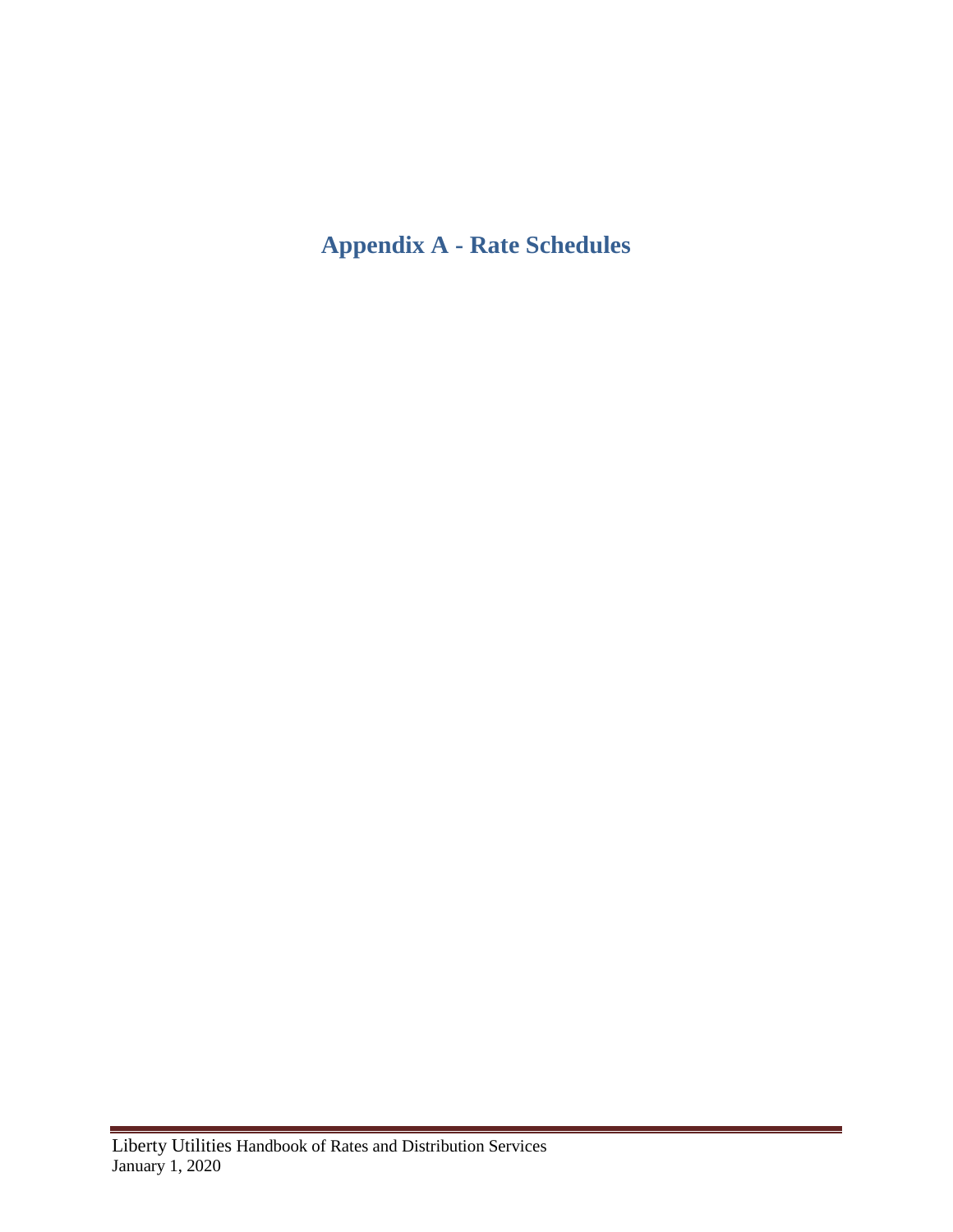# Appendix A - Rate Schedules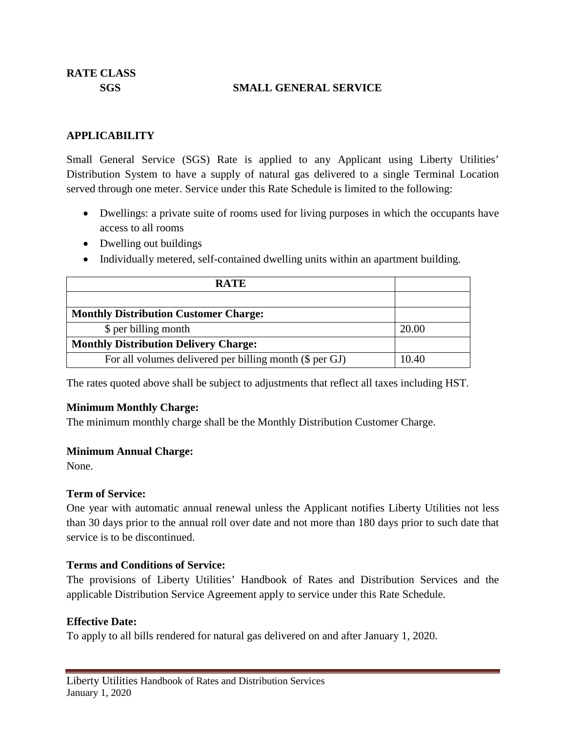**RATE CLASS**

**SGS SMALL GENERAL SERVICE**

## APPLICABILITY

Small General Service (SGS) Rate is applied to any Applicant using Liberty Utilities' Distribution System to have a supply of natural gas delivered to a single Terminal Location served through one meter. Service under this Rate Schedule is limited to the following:

- Dwellings: a private suite of rooms used for living purposes in which the occupants have access to all rooms
- Dwelling out buildings
- Individually metered, self-contained dwelling units within an apartment building.

| RATE | |
|---|---|
| | |
| **Monthly Distribution Customer Charge:** | |
| $ per billing month | 20.00 |
| **Monthly Distribution Delivery Charge:** | |
| For all volumes delivered per billing month ($ per GJ) | 10.40 |

The rates quoted above shall be subject to adjustments that reflect all taxes including HST.

**Minimum Monthly Charge:**
The minimum monthly charge shall be the Monthly Distribution Customer Charge.

**Minimum Annual Charge:**
None.

**Term of Service:**
One year with automatic annual renewal unless the Applicant notifies Liberty Utilities not less than 30 days prior to the annual roll over date and not more than 180 days prior to such date that service is to be discontinued.

**Terms and Conditions of Service:**
The provisions of Liberty Utilities' Handbook of Rates and Distribution Services and the applicable Distribution Service Agreement apply to service under this Rate Schedule.

**Effective Date:**
To apply to all bills rendered for natural gas delivered on and after January 1, 2020.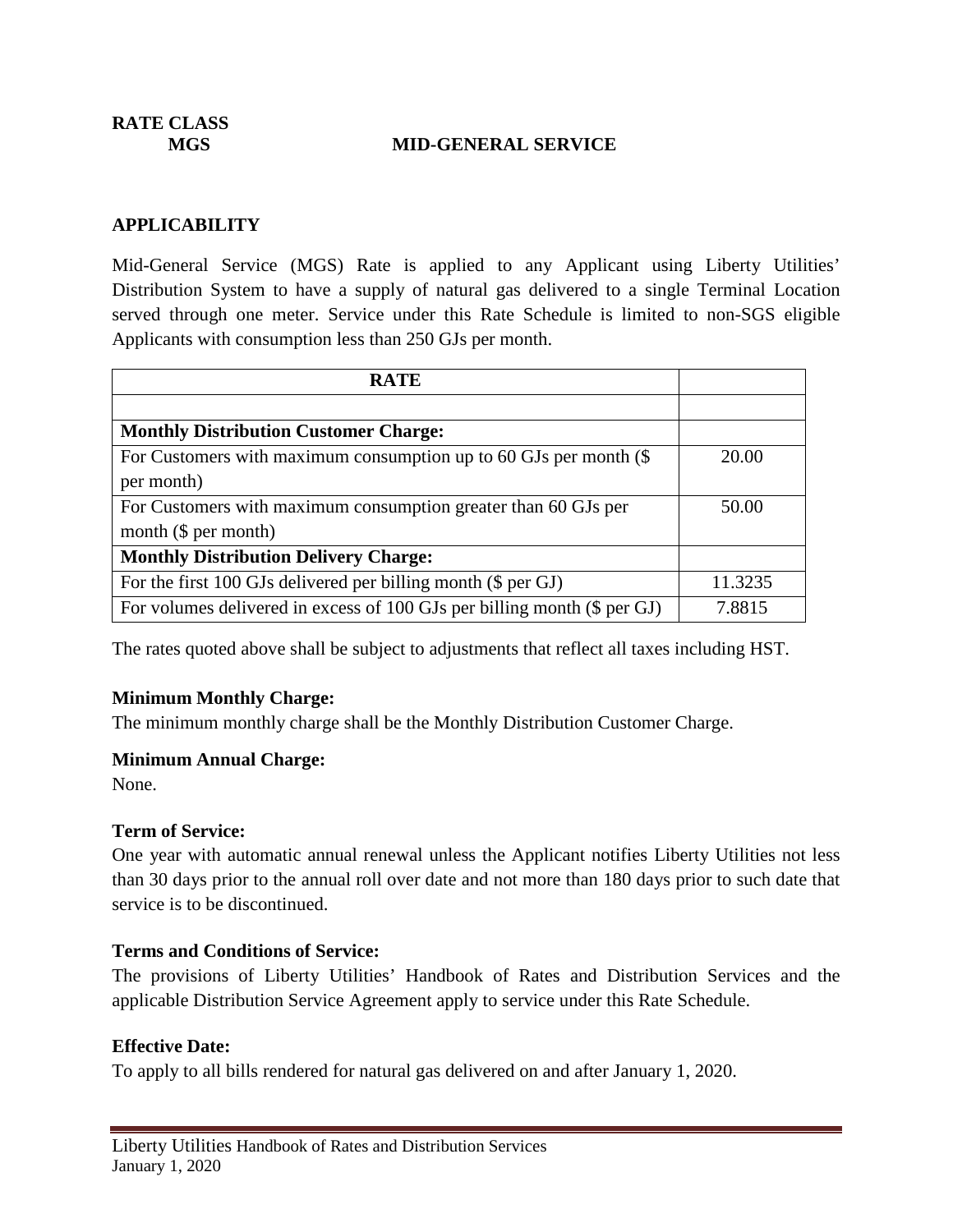**RATE CLASS**

**MGS** **MID-GENERAL SERVICE**

## APPLICABILITY

Mid-General Service (MGS) Rate is applied to any Applicant using Liberty Utilities' Distribution System to have a supply of natural gas delivered to a single Terminal Location served through one meter. Service under this Rate Schedule is limited to non-SGS eligible Applicants with consumption less than 250 GJs per month.

| RATE | |
|---|---|
| | |
| **Monthly Distribution Customer Charge:** | |
| For Customers with maximum consumption up to 60 GJs per month ($ per month) | 20.00 |
| For Customers with maximum consumption greater than 60 GJs per month ($ per month) | 50.00 |
| **Monthly Distribution Delivery Charge:** | |
| For the first 100 GJs delivered per billing month ($ per GJ) | 11.3235 |
| For volumes delivered in excess of 100 GJs per billing month ($ per GJ) | 7.8815 |

The rates quoted above shall be subject to adjustments that reflect all taxes including HST.

**Minimum Monthly Charge:**
The minimum monthly charge shall be the Monthly Distribution Customer Charge.

**Minimum Annual Charge:**
None.

**Term of Service:**
One year with automatic annual renewal unless the Applicant notifies Liberty Utilities not less than 30 days prior to the annual roll over date and not more than 180 days prior to such date that service is to be discontinued.

**Terms and Conditions of Service:**
The provisions of Liberty Utilities' Handbook of Rates and Distribution Services and the applicable Distribution Service Agreement apply to service under this Rate Schedule.

**Effective Date:**
To apply to all bills rendered for natural gas delivered on and after January 1, 2020.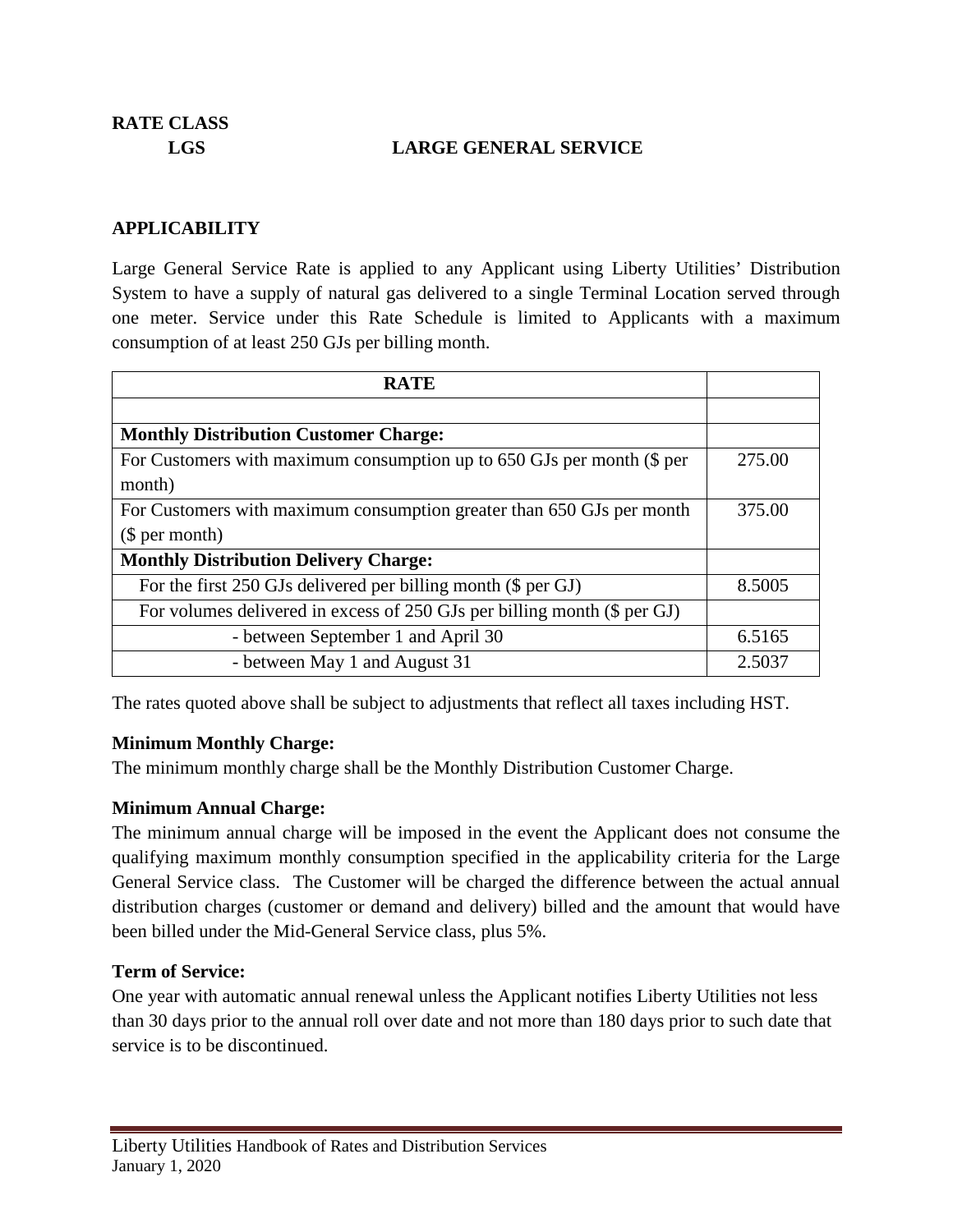**RATE CLASS**

**LGS LARGE GENERAL SERVICE**

## APPLICABILITY

Large General Service Rate is applied to any Applicant using Liberty Utilities' Distribution System to have a supply of natural gas delivered to a single Terminal Location served through one meter. Service under this Rate Schedule is limited to Applicants with a maximum consumption of at least 250 GJs per billing month.

| RATE | |
|---|---|
| | |
| **Monthly Distribution Customer Charge:** | |
| For Customers with maximum consumption up to 650 GJs per month ($ per month) | 275.00 |
| For Customers with maximum consumption greater than 650 GJs per month ($ per month) | 375.00 |
| **Monthly Distribution Delivery Charge:** | |
| For the first 250 GJs delivered per billing month ($ per GJ) | 8.5005 |
| For volumes delivered in excess of 250 GJs per billing month ($ per GJ) | |
| - between September 1 and April 30 | 6.5165 |
| - between May 1 and August 31 | 2.5037 |

The rates quoted above shall be subject to adjustments that reflect all taxes including HST.

**Minimum Monthly Charge:**

The minimum monthly charge shall be the Monthly Distribution Customer Charge.

**Minimum Annual Charge:**

The minimum annual charge will be imposed in the event the Applicant does not consume the qualifying maximum monthly consumption specified in the applicability criteria for the Large General Service class. The Customer will be charged the difference between the actual annual distribution charges (customer or demand and delivery) billed and the amount that would have been billed under the Mid-General Service class, plus 5%.

**Term of Service:**

One year with automatic annual renewal unless the Applicant notifies Liberty Utilities not less than 30 days prior to the annual roll over date and not more than 180 days prior to such date that service is to be discontinued.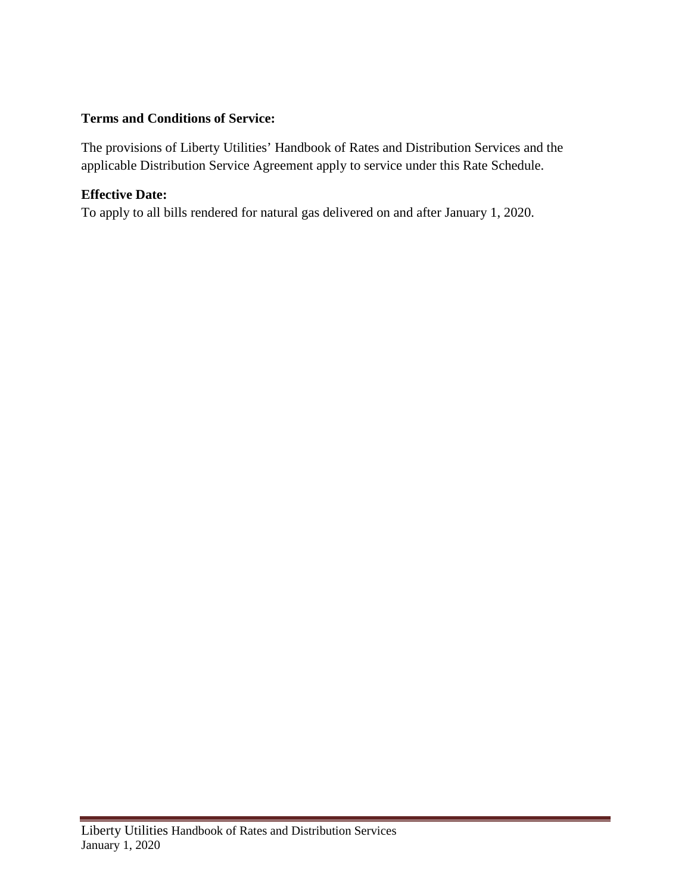**Terms and Conditions of Service:**

The provisions of Liberty Utilities' Handbook of Rates and Distribution Services and the applicable Distribution Service Agreement apply to service under this Rate Schedule.

**Effective Date:**

To apply to all bills rendered for natural gas delivered on and after January 1, 2020.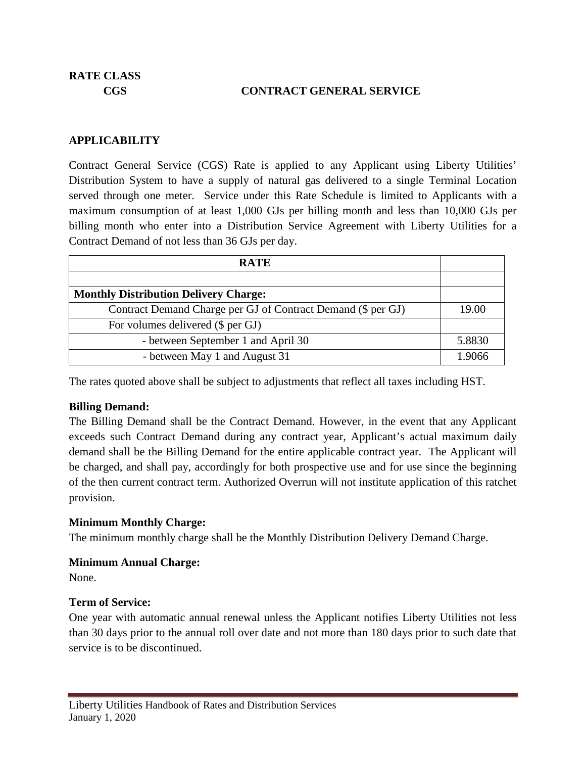## RATE CLASS

**CGS CONTRACT GENERAL SERVICE**

### APPLICABILITY

Contract General Service (CGS) Rate is applied to any Applicant using Liberty Utilities' Distribution System to have a supply of natural gas delivered to a single Terminal Location served through one meter. Service under this Rate Schedule is limited to Applicants with a maximum consumption of at least 1,000 GJs per billing month and less than 10,000 GJs per billing month who enter into a Distribution Service Agreement with Liberty Utilities for a Contract Demand of not less than 36 GJs per day.

| RATE | |
|---|---|
| | |
| **Monthly Distribution Delivery Charge:** | |
| Contract Demand Charge per GJ of Contract Demand ($ per GJ) | 19.00 |
| For volumes delivered ($ per GJ) | |
| - between September 1 and April 30 | 5.8830 |
| - between May 1 and August 31 | 1.9066 |

The rates quoted above shall be subject to adjustments that reflect all taxes including HST.

**Billing Demand:**

The Billing Demand shall be the Contract Demand. However, in the event that any Applicant exceeds such Contract Demand during any contract year, Applicant's actual maximum daily demand shall be the Billing Demand for the entire applicable contract year. The Applicant will be charged, and shall pay, accordingly for both prospective use and for use since the beginning of the then current contract term. Authorized Overrun will not institute application of this ratchet provision.

**Minimum Monthly Charge:**

The minimum monthly charge shall be the Monthly Distribution Delivery Demand Charge.

**Minimum Annual Charge:**

None.

**Term of Service:**

One year with automatic annual renewal unless the Applicant notifies Liberty Utilities not less than 30 days prior to the annual roll over date and not more than 180 days prior to such date that service is to be discontinued.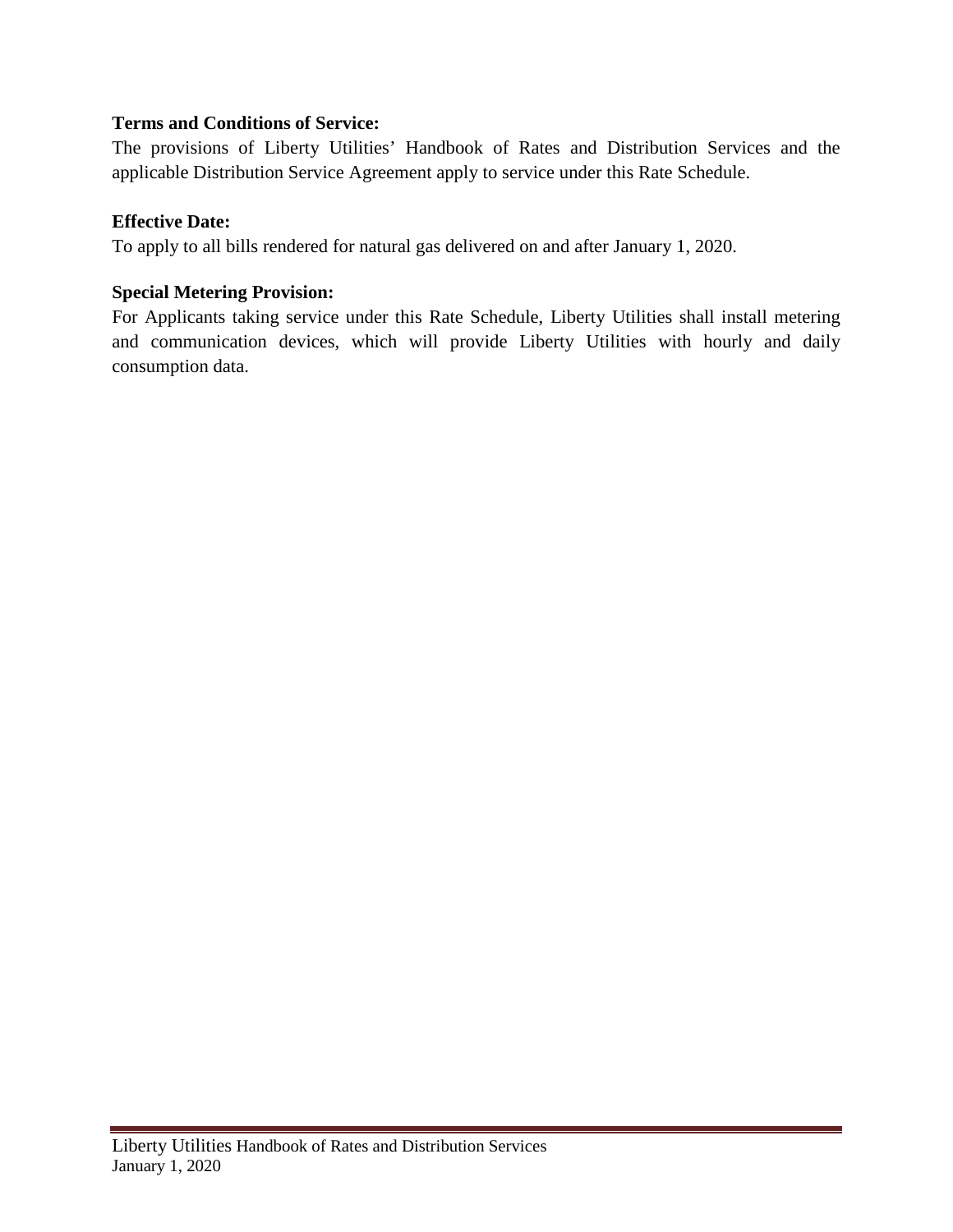**Terms and Conditions of Service:**

The provisions of Liberty Utilities' Handbook of Rates and Distribution Services and the applicable Distribution Service Agreement apply to service under this Rate Schedule.

**Effective Date:**

To apply to all bills rendered for natural gas delivered on and after January 1, 2020.

**Special Metering Provision:**

For Applicants taking service under this Rate Schedule, Liberty Utilities shall install metering and communication devices, which will provide Liberty Utilities with hourly and daily consumption data.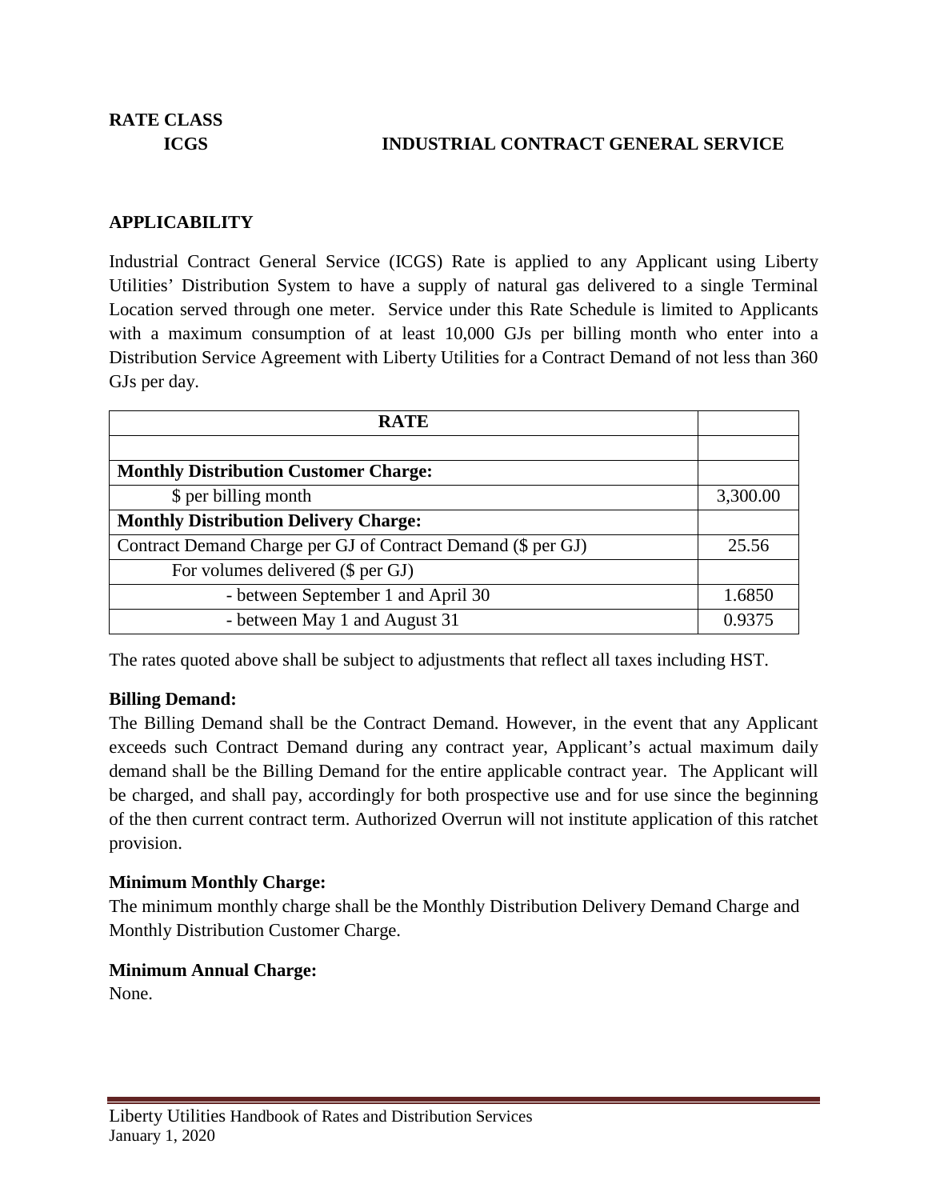**RATE CLASS**

**ICGS** **INDUSTRIAL CONTRACT GENERAL SERVICE**

## APPLICABILITY

Industrial Contract General Service (ICGS) Rate is applied to any Applicant using Liberty Utilities' Distribution System to have a supply of natural gas delivered to a single Terminal Location served through one meter. Service under this Rate Schedule is limited to Applicants with a maximum consumption of at least 10,000 GJs per billing month who enter into a Distribution Service Agreement with Liberty Utilities for a Contract Demand of not less than 360 GJs per day.

| RATE | |
|---|---|
| | |
| **Monthly Distribution Customer Charge:** | |
| $ per billing month | 3,300.00 |
| **Monthly Distribution Delivery Charge:** | |
| Contract Demand Charge per GJ of Contract Demand ($ per GJ) | 25.56 |
| For volumes delivered ($ per GJ) | |
| - between September 1 and April 30 | 1.6850 |
| - between May 1 and August 31 | 0.9375 |

The rates quoted above shall be subject to adjustments that reflect all taxes including HST.

**Billing Demand:**

The Billing Demand shall be the Contract Demand. However, in the event that any Applicant exceeds such Contract Demand during any contract year, Applicant's actual maximum daily demand shall be the Billing Demand for the entire applicable contract year. The Applicant will be charged, and shall pay, accordingly for both prospective use and for use since the beginning of the then current contract term. Authorized Overrun will not institute application of this ratchet provision.

**Minimum Monthly Charge:**

The minimum monthly charge shall be the Monthly Distribution Delivery Demand Charge and Monthly Distribution Customer Charge.

**Minimum Annual Charge:**

None.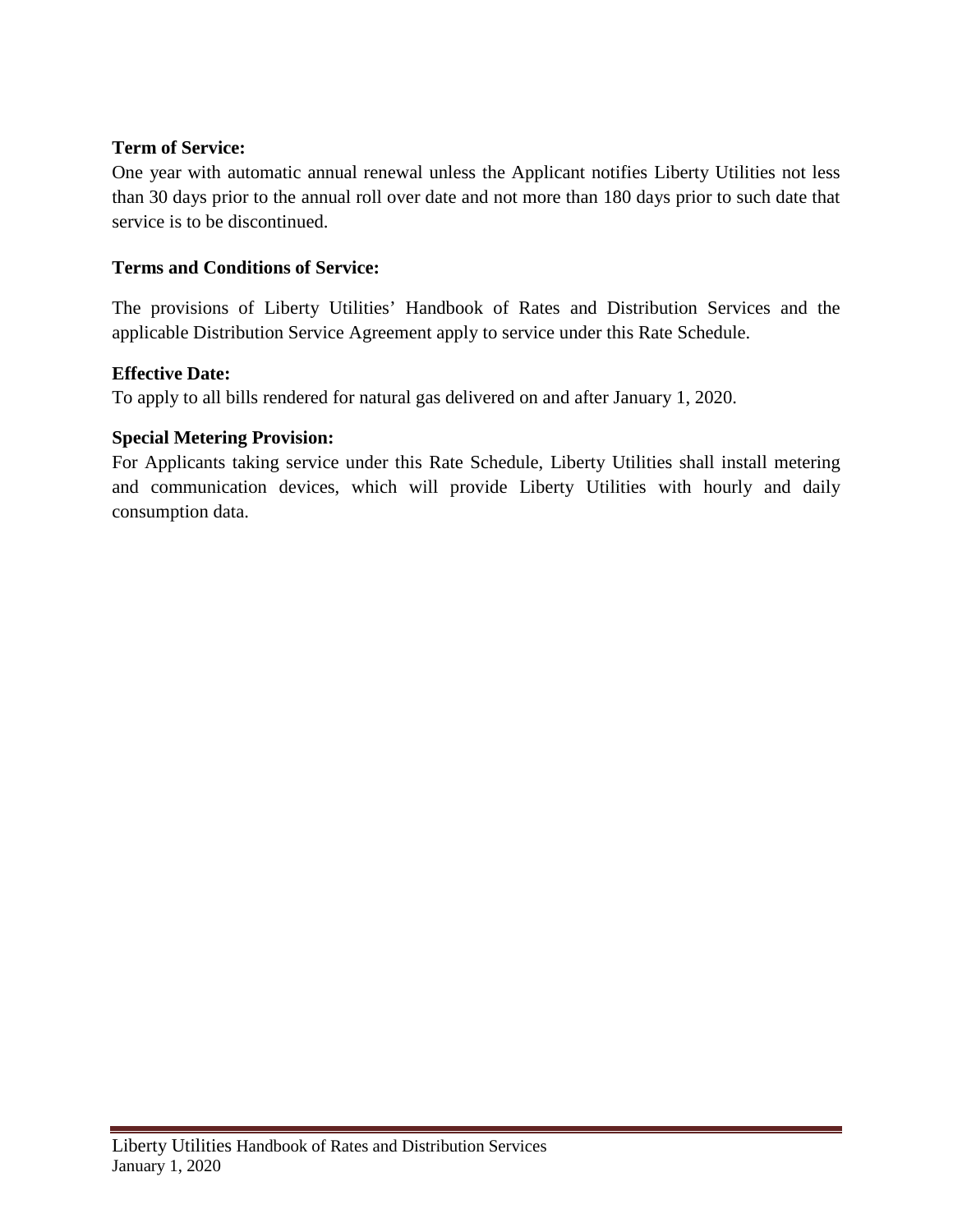**Term of Service:**

One year with automatic annual renewal unless the Applicant notifies Liberty Utilities not less than 30 days prior to the annual roll over date and not more than 180 days prior to such date that service is to be discontinued.

**Terms and Conditions of Service:**

The provisions of Liberty Utilities' Handbook of Rates and Distribution Services and the applicable Distribution Service Agreement apply to service under this Rate Schedule.

**Effective Date:**

To apply to all bills rendered for natural gas delivered on and after January 1, 2020.

**Special Metering Provision:**

For Applicants taking service under this Rate Schedule, Liberty Utilities shall install metering and communication devices, which will provide Liberty Utilities with hourly and daily consumption data.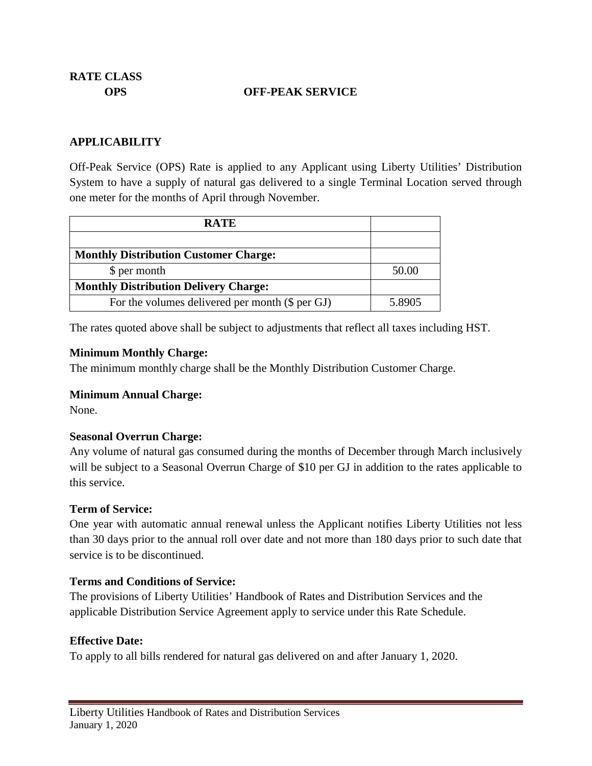**RATE CLASS**

**OPS OFF-PEAK SERVICE**

## APPLICABILITY

Off-Peak Service (OPS) Rate is applied to any Applicant using Liberty Utilities' Distribution System to have a supply of natural gas delivered to a single Terminal Location served through one meter for the months of April through November.

| RATE | |
|---|---|
| | |
| **Monthly Distribution Customer Charge:** | |
| $ per month | 50.00 |
| **Monthly Distribution Delivery Charge:** | |
| For the volumes delivered per month ($ per GJ) | 5.8905 |

The rates quoted above shall be subject to adjustments that reflect all taxes including HST.

**Minimum Monthly Charge:**
The minimum monthly charge shall be the Monthly Distribution Customer Charge.

**Minimum Annual Charge:**
None.

**Seasonal Overrun Charge:**
Any volume of natural gas consumed during the months of December through March inclusively will be subject to a Seasonal Overrun Charge of $10 per GJ in addition to the rates applicable to this service.

**Term of Service:**
One year with automatic annual renewal unless the Applicant notifies Liberty Utilities not less than 30 days prior to the annual roll over date and not more than 180 days prior to such date that service is to be discontinued.

**Terms and Conditions of Service:**
The provisions of Liberty Utilities' Handbook of Rates and Distribution Services and the applicable Distribution Service Agreement apply to service under this Rate Schedule.

**Effective Date:**
To apply to all bills rendered for natural gas delivered on and after January 1, 2020.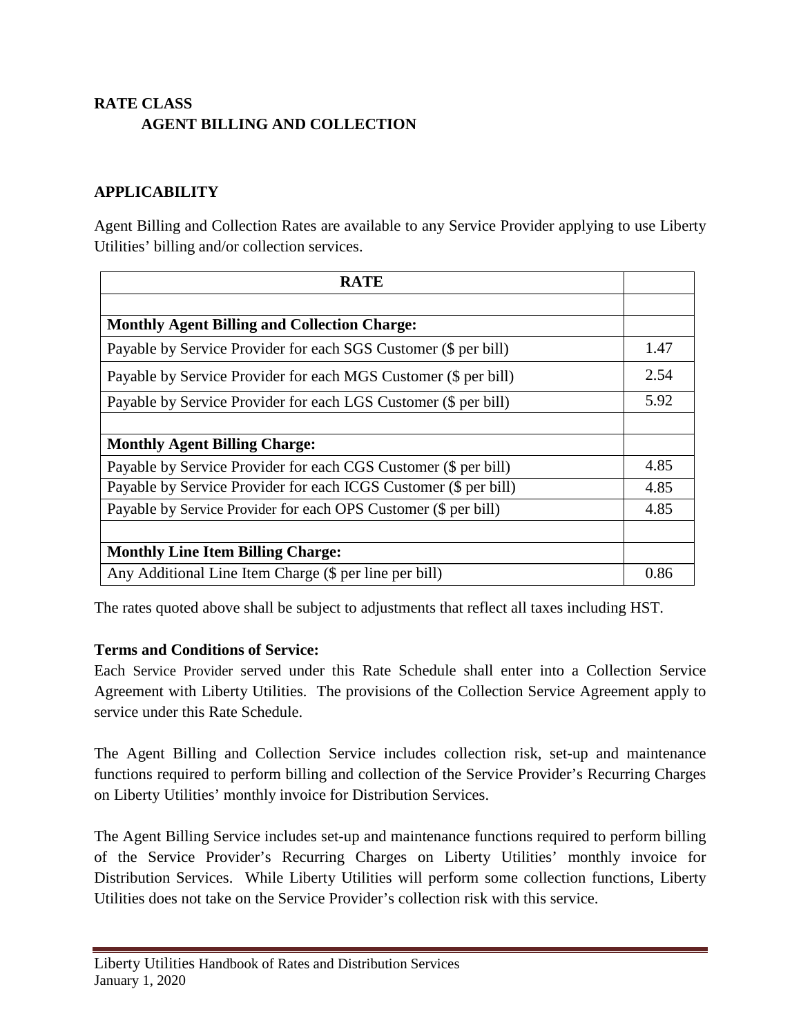**RATE CLASS**
**AGENT BILLING AND COLLECTION**

**APPLICABILITY**

Agent Billing and Collection Rates are available to any Service Provider applying to use Liberty Utilities' billing and/or collection services.

| RATE | |
|---|---|
| | |
| **Monthly Agent Billing and Collection Charge:** | |
| Payable by Service Provider for each SGS Customer ($ per bill) | 1.47 |
| Payable by Service Provider for each MGS Customer ($ per bill) | 2.54 |
| Payable by Service Provider for each LGS Customer ($ per bill) | 5.92 |
| | |
| **Monthly Agent Billing Charge:** | |
| Payable by Service Provider for each CGS Customer ($ per bill) | 4.85 |
| Payable by Service Provider for each ICGS Customer ($ per bill) | 4.85 |
| Payable by Service Provider for each OPS Customer ($ per bill) | 4.85 |
| | |
| **Monthly Line Item Billing Charge:** | |
| Any Additional Line Item Charge ($ per line per bill) | 0.86 |

The rates quoted above shall be subject to adjustments that reflect all taxes including HST.

**Terms and Conditions of Service:**

Each Service Provider served under this Rate Schedule shall enter into a Collection Service Agreement with Liberty Utilities. The provisions of the Collection Service Agreement apply to service under this Rate Schedule.

The Agent Billing and Collection Service includes collection risk, set-up and maintenance functions required to perform billing and collection of the Service Provider's Recurring Charges on Liberty Utilities' monthly invoice for Distribution Services.

The Agent Billing Service includes set-up and maintenance functions required to perform billing of the Service Provider's Recurring Charges on Liberty Utilities' monthly invoice for Distribution Services. While Liberty Utilities will perform some collection functions, Liberty Utilities does not take on the Service Provider's collection risk with this service.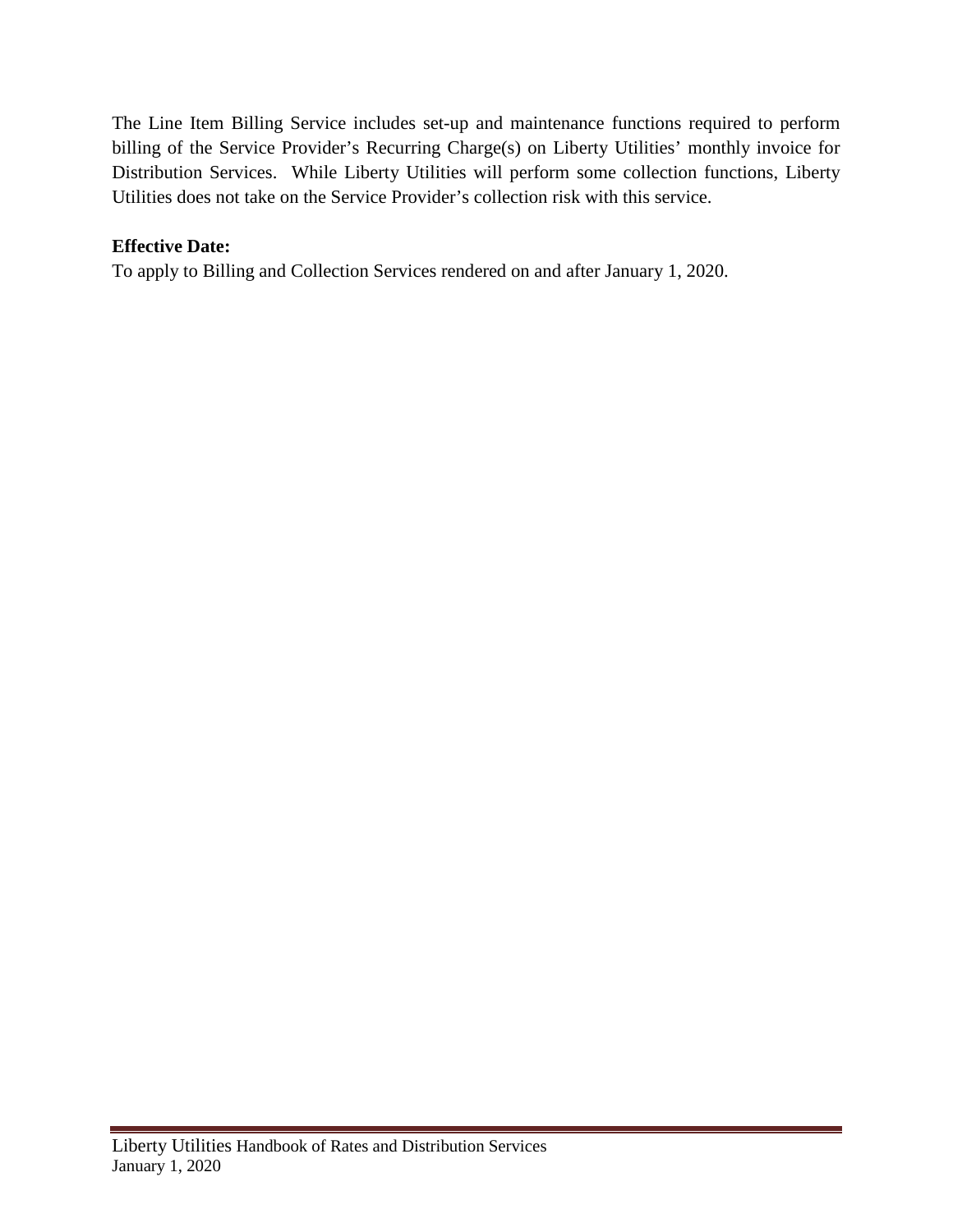The Line Item Billing Service includes set-up and maintenance functions required to perform billing of the Service Provider's Recurring Charge(s) on Liberty Utilities' monthly invoice for Distribution Services. While Liberty Utilities will perform some collection functions, Liberty Utilities does not take on the Service Provider's collection risk with this service.

**Effective Date:**

To apply to Billing and Collection Services rendered on and after January 1, 2020.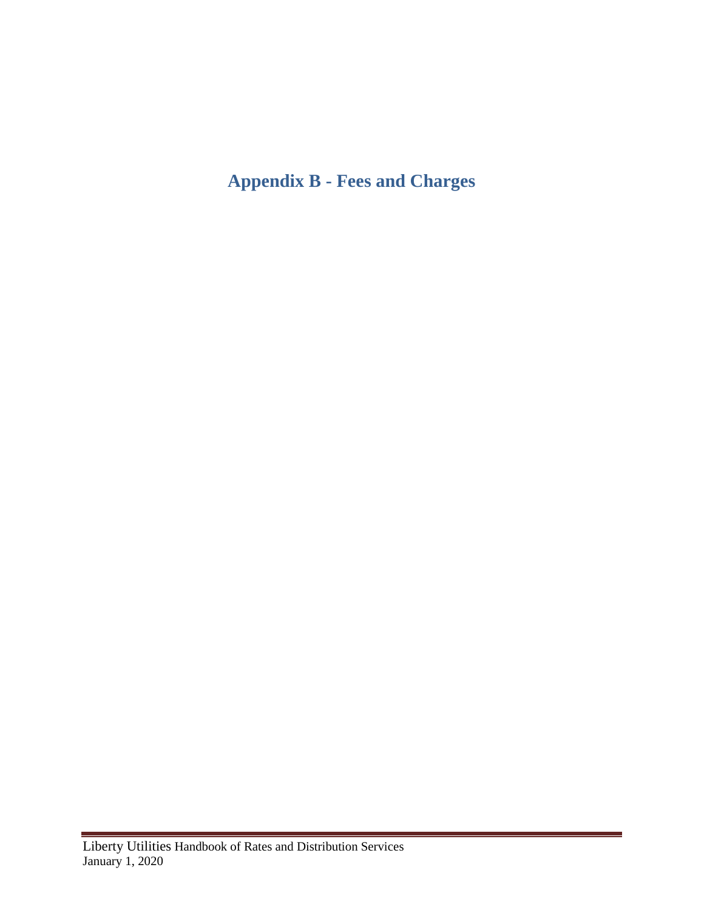# Appendix B - Fees and Charges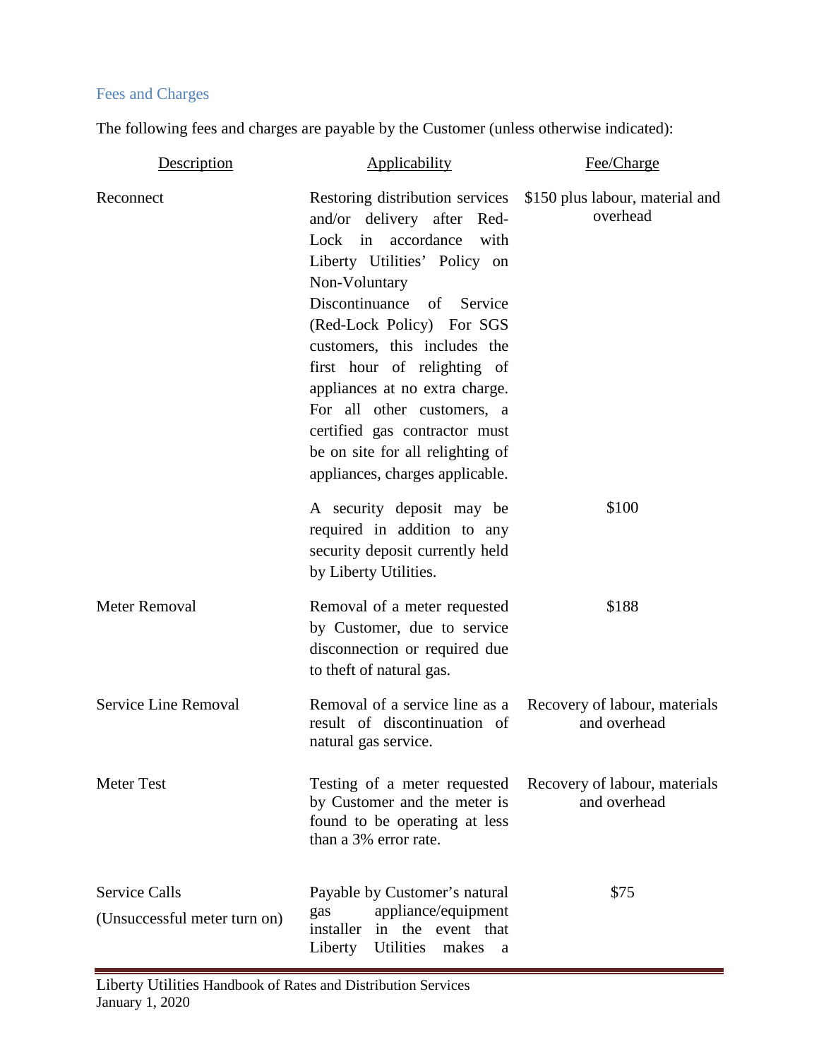## Fees and Charges

The following fees and charges are payable by the Customer (unless otherwise indicated):

| Description | Applicability | Fee/Charge |
|---|---|---|
| Reconnect | Restoring distribution services and/or delivery after Red-Lock in accordance with Liberty Utilities' Policy on Non-Voluntary Discontinuance of Service (Red-Lock Policy) For SGS customers, this includes the first hour of relighting of appliances at no extra charge. For all other customers, a certified gas contractor must be on site for all relighting of appliances, charges applicable. | $150 plus labour, material and overhead |
| | A security deposit may be required in addition to any security deposit currently held by Liberty Utilities. | $100 |
| Meter Removal | Removal of a meter requested by Customer, due to service disconnection or required due to theft of natural gas. | $188 |
| Service Line Removal | Removal of a service line as a result of discontinuation of natural gas service. | Recovery of labour, materials and overhead |
| Meter Test | Testing of a meter requested by Customer and the meter is found to be operating at less than a 3% error rate. | Recovery of labour, materials and overhead |
| Service Calls (Unsuccessful meter turn on) | Payable by Customer's natural gas appliance/equipment installer in the event that Liberty Utilities makes a | $75 |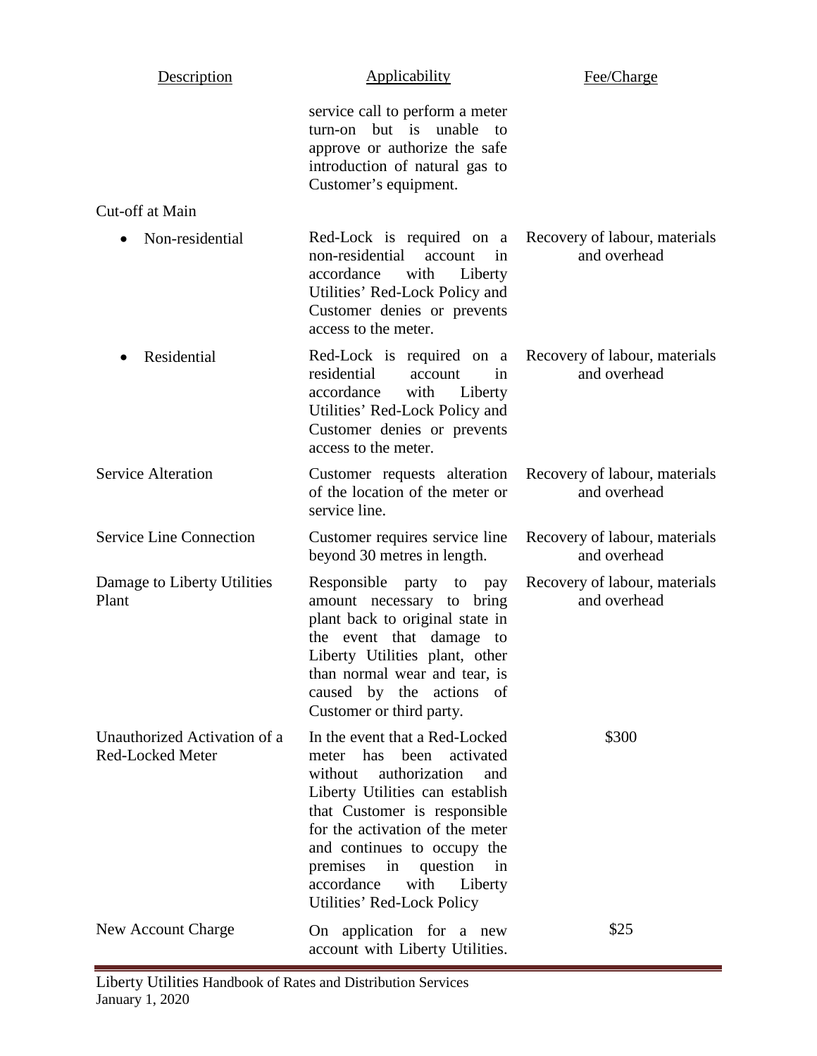| Description | Applicability | Fee/Charge |
|---|---|---|
| | service call to perform a meter turn-on but is unable to approve or authorize the safe introduction of natural gas to Customer's equipment. | |
| Cut-off at Main | | |
| • Non-residential | Red-Lock is required on a non-residential account in accordance with Liberty Utilities' Red-Lock Policy and Customer denies or prevents access to the meter. | Recovery of labour, materials and overhead |
| • Residential | Red-Lock is required on a residential account in accordance with Liberty Utilities' Red-Lock Policy and Customer denies or prevents access to the meter. | Recovery of labour, materials and overhead |
| Service Alteration | Customer requests alteration of the location of the meter or service line. | Recovery of labour, materials and overhead |
| Service Line Connection | Customer requires service line beyond 30 metres in length. | Recovery of labour, materials and overhead |
| Damage to Liberty Utilities Plant | Responsible party to pay amount necessary to bring plant back to original state in the event that damage to Liberty Utilities plant, other than normal wear and tear, is caused by the actions of Customer or third party. | Recovery of labour, materials and overhead |
| Unauthorized Activation of a Red-Locked Meter | In the event that a Red-Locked meter has been activated without authorization and Liberty Utilities can establish that Customer is responsible for the activation of the meter and continues to occupy the premises in question in accordance with Liberty Utilities' Red-Lock Policy | $300 |
| New Account Charge | On application for a new account with Liberty Utilities. | $25 |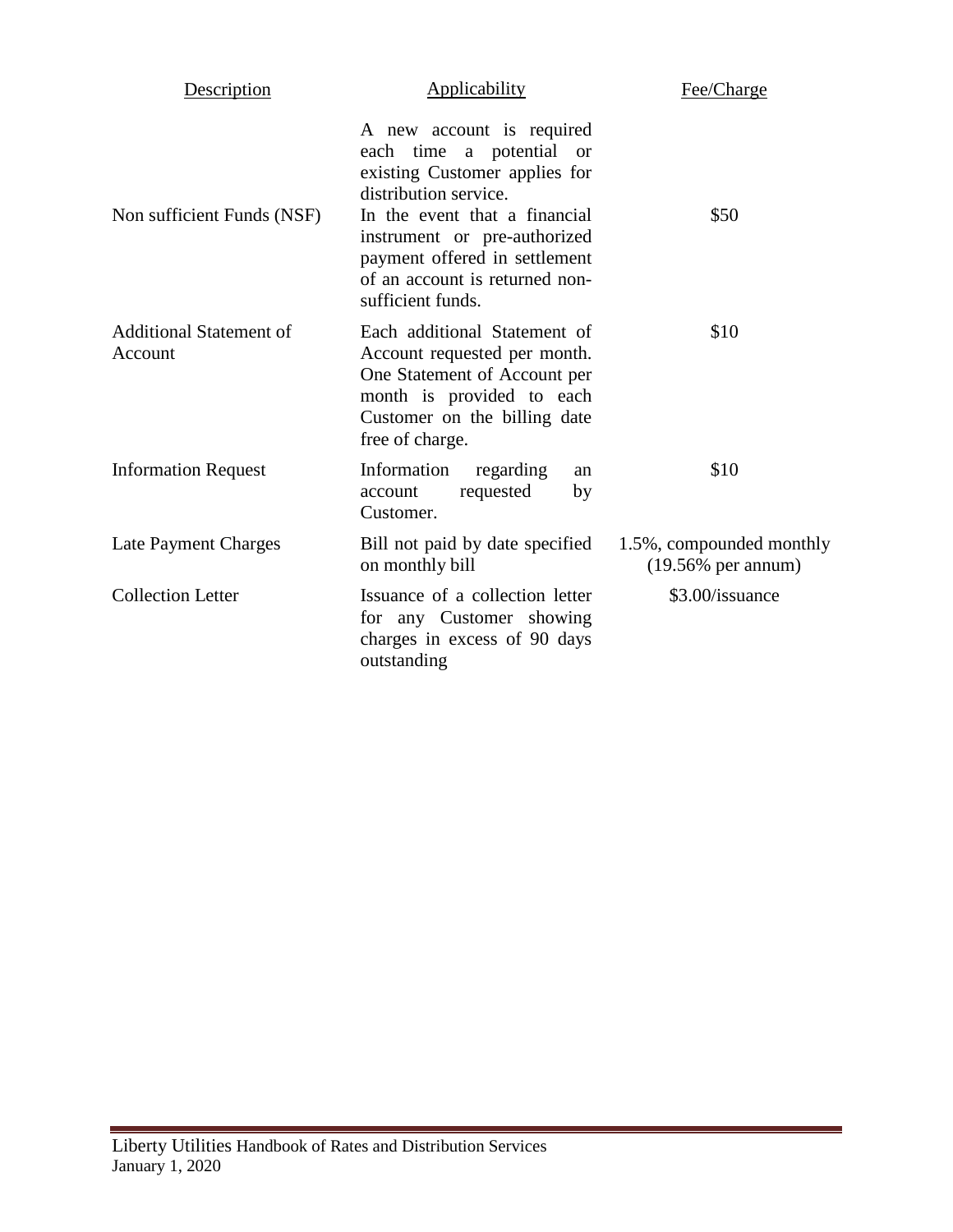| Description | Applicability | Fee/Charge |
|---|---|---|
| | A new account is required each time a potential or existing Customer applies for distribution service. | |
| Non sufficient Funds (NSF) | In the event that a financial instrument or pre-authorized payment offered in settlement of an account is returned non-sufficient funds. | $50 |
| Additional Statement of Account | Each additional Statement of Account requested per month. One Statement of Account per month is provided to each Customer on the billing date free of charge. | $10 |
| Information Request | Information regarding an account requested by Customer. | $10 |
| Late Payment Charges | Bill not paid by date specified on monthly bill | 1.5%, compounded monthly (19.56% per annum) |
| Collection Letter | Issuance of a collection letter for any Customer showing charges in excess of 90 days outstanding | $3.00/issuance |